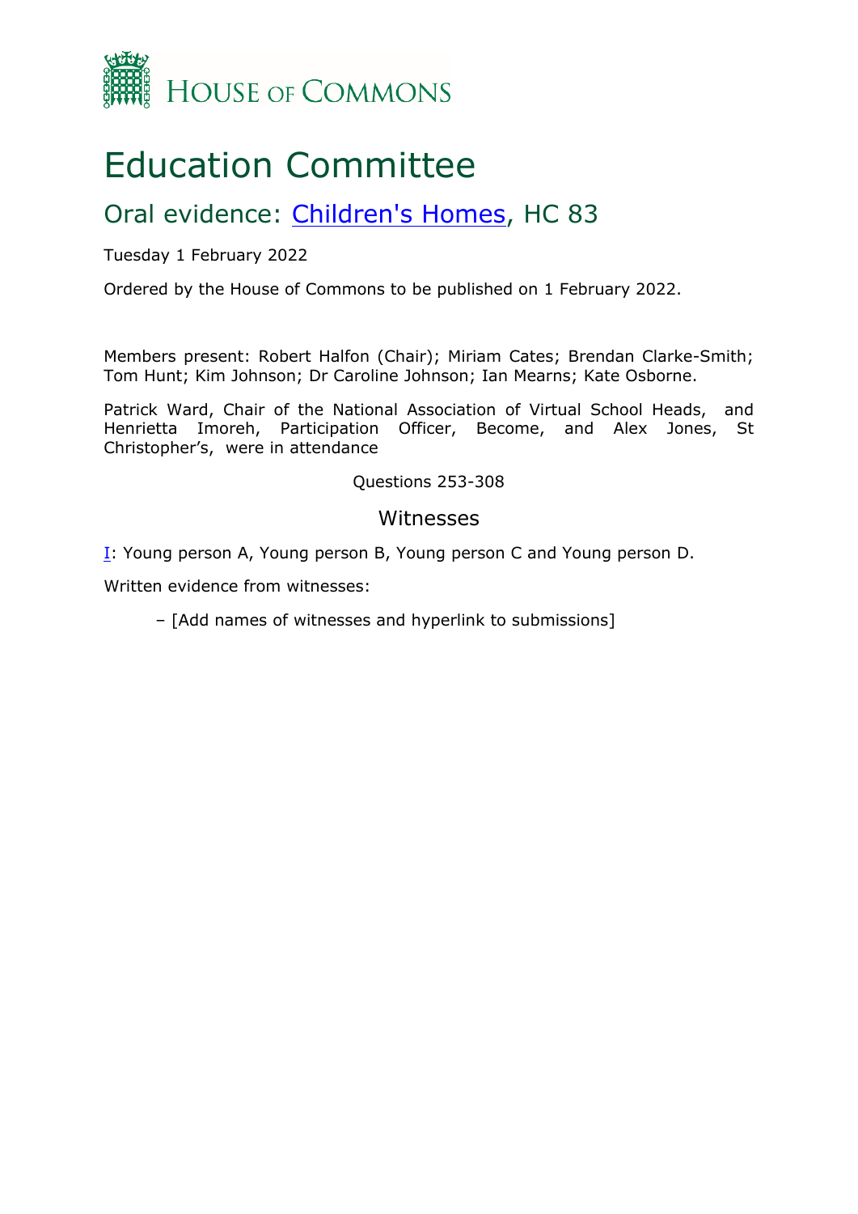HOUSE OF COMMONS

# Education Committee

## Oral evidence: [Children's Homes](#), HC 83

Tuesday 1 February 2022

Ordered by the House of Commons to be published on 1 February 2022.

Members present: Robert Halfon (Chair); Miriam Cates; Brendan Clarke-Smith; Tom Hunt; Kim Johnson; Dr Caroline Johnson; Ian Mearns; Kate Osborne.

Patrick Ward, Chair of the National Association of Virtual School Heads, and Henrietta Imoreh, Participation Officer, Become, and Alex Jones, St Christopher's, were in attendance

Questions 253-308

### Witnesses

[I](#): Young person A, Young person B, Young person C and Young person D.

Written evidence from witnesses:

– [Add names of witnesses and hyperlink to submissions]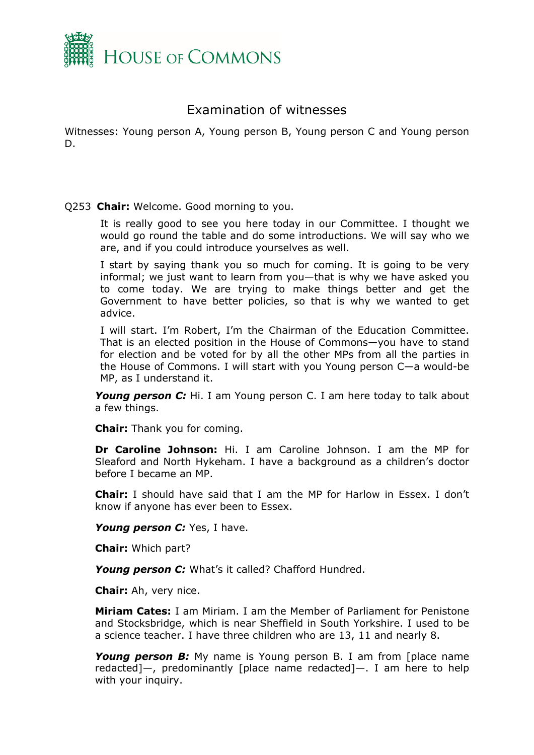# Examination of witnesses

Witnesses: Young person A, Young person B, Young person C and Young person D.

Q253 **Chair:** Welcome. Good morning to you.

It is really good to see you here today in our Committee. I thought we would go round the table and do some introductions. We will say who we are, and if you could introduce yourselves as well.

I start by saying thank you so much for coming. It is going to be very informal; we just want to learn from you—that is why we have asked you to come today. We are trying to make things better and get the Government to have better policies, so that is why we wanted to get advice.

I will start. I'm Robert, I'm the Chairman of the Education Committee. That is an elected position in the House of Commons—you have to stand for election and be voted for by all the other MPs from all the parties in the House of Commons. I will start with you Young person C—a would-be MP, as I understand it.

***Young person C:*** Hi. I am Young person C. I am here today to talk about a few things.

**Chair:** Thank you for coming.

**Dr Caroline Johnson:** Hi. I am Caroline Johnson. I am the MP for Sleaford and North Hykeham. I have a background as a children's doctor before I became an MP.

**Chair:** I should have said that I am the MP for Harlow in Essex. I don't know if anyone has ever been to Essex.

***Young person C:*** Yes, I have.

**Chair:** Which part?

***Young person C:*** What's it called? Chafford Hundred.

**Chair:** Ah, very nice.

**Miriam Cates:** I am Miriam. I am the Member of Parliament for Penistone and Stocksbridge, which is near Sheffield in South Yorkshire. I used to be a science teacher. I have three children who are 13, 11 and nearly 8.

***Young person B:*** My name is Young person B. I am from [place name redacted]—, predominantly [place name redacted]—. I am here to help with your inquiry.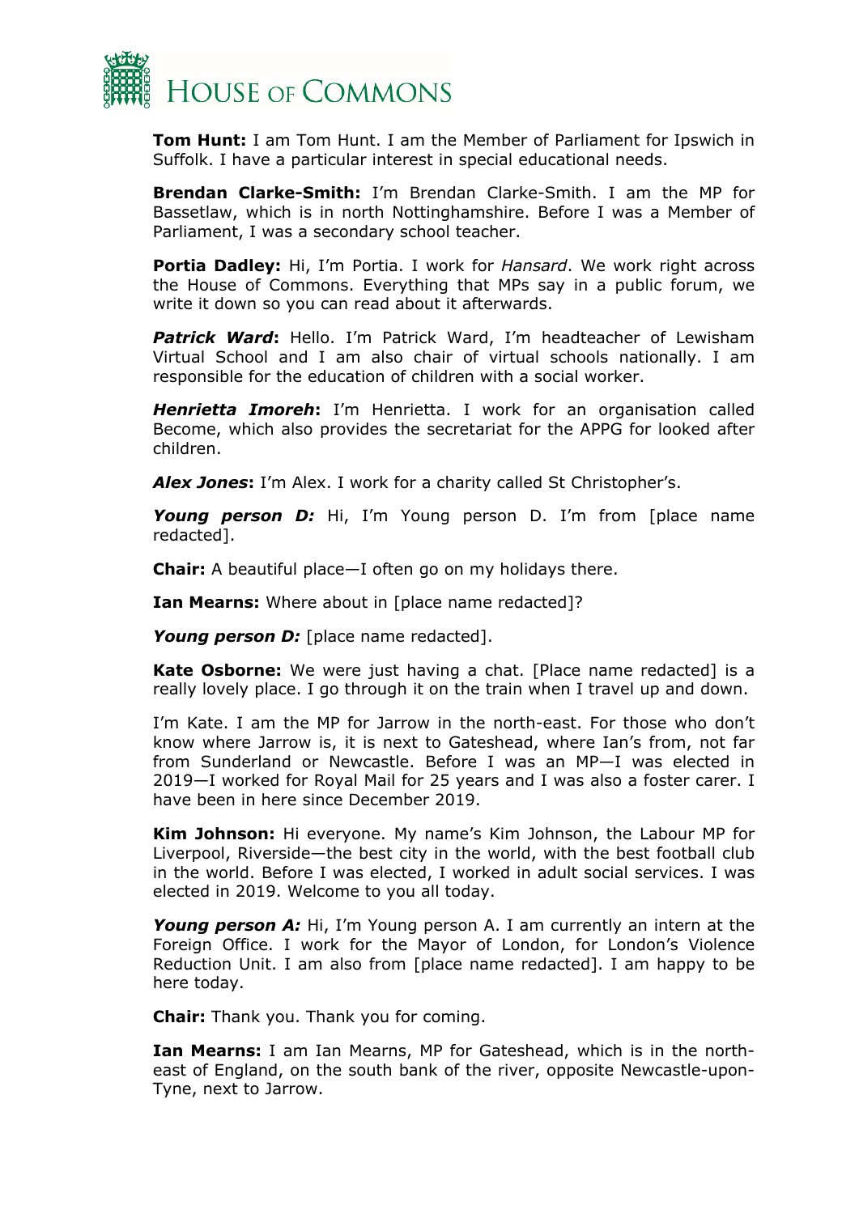**Tom Hunt:** I am Tom Hunt. I am the Member of Parliament for Ipswich in Suffolk. I have a particular interest in special educational needs.

**Brendan Clarke-Smith:** I'm Brendan Clarke-Smith. I am the MP for Bassetlaw, which is in north Nottinghamshire. Before I was a Member of Parliament, I was a secondary school teacher.

**Portia Dadley:** Hi, I'm Portia. I work for *Hansard*. We work right across the House of Commons. Everything that MPs say in a public forum, we write it down so you can read about it afterwards.

***Patrick Ward*:** Hello. I'm Patrick Ward, I'm headteacher of Lewisham Virtual School and I am also chair of virtual schools nationally. I am responsible for the education of children with a social worker.

***Henrietta Imoreh*:** I'm Henrietta. I work for an organisation called Become, which also provides the secretariat for the APPG for looked after children.

***Alex Jones*:** I'm Alex. I work for a charity called St Christopher's.

***Young person D:*** Hi, I'm Young person D. I'm from [place name redacted].

**Chair:** A beautiful place—I often go on my holidays there.

**Ian Mearns:** Where about in [place name redacted]?

***Young person D:*** [place name redacted].

**Kate Osborne:** We were just having a chat. [Place name redacted] is a really lovely place. I go through it on the train when I travel up and down.

I'm Kate. I am the MP for Jarrow in the north-east. For those who don't know where Jarrow is, it is next to Gateshead, where Ian's from, not far from Sunderland or Newcastle. Before I was an MP—I was elected in 2019—I worked for Royal Mail for 25 years and I was also a foster carer. I have been in here since December 2019.

**Kim Johnson:** Hi everyone. My name's Kim Johnson, the Labour MP for Liverpool, Riverside—the best city in the world, with the best football club in the world. Before I was elected, I worked in adult social services. I was elected in 2019. Welcome to you all today.

***Young person A:*** Hi, I'm Young person A. I am currently an intern at the Foreign Office. I work for the Mayor of London, for London's Violence Reduction Unit. I am also from [place name redacted]. I am happy to be here today.

**Chair:** Thank you. Thank you for coming.

**Ian Mearns:** I am Ian Mearns, MP for Gateshead, which is in the north-east of England, on the south bank of the river, opposite Newcastle-upon-Tyne, next to Jarrow.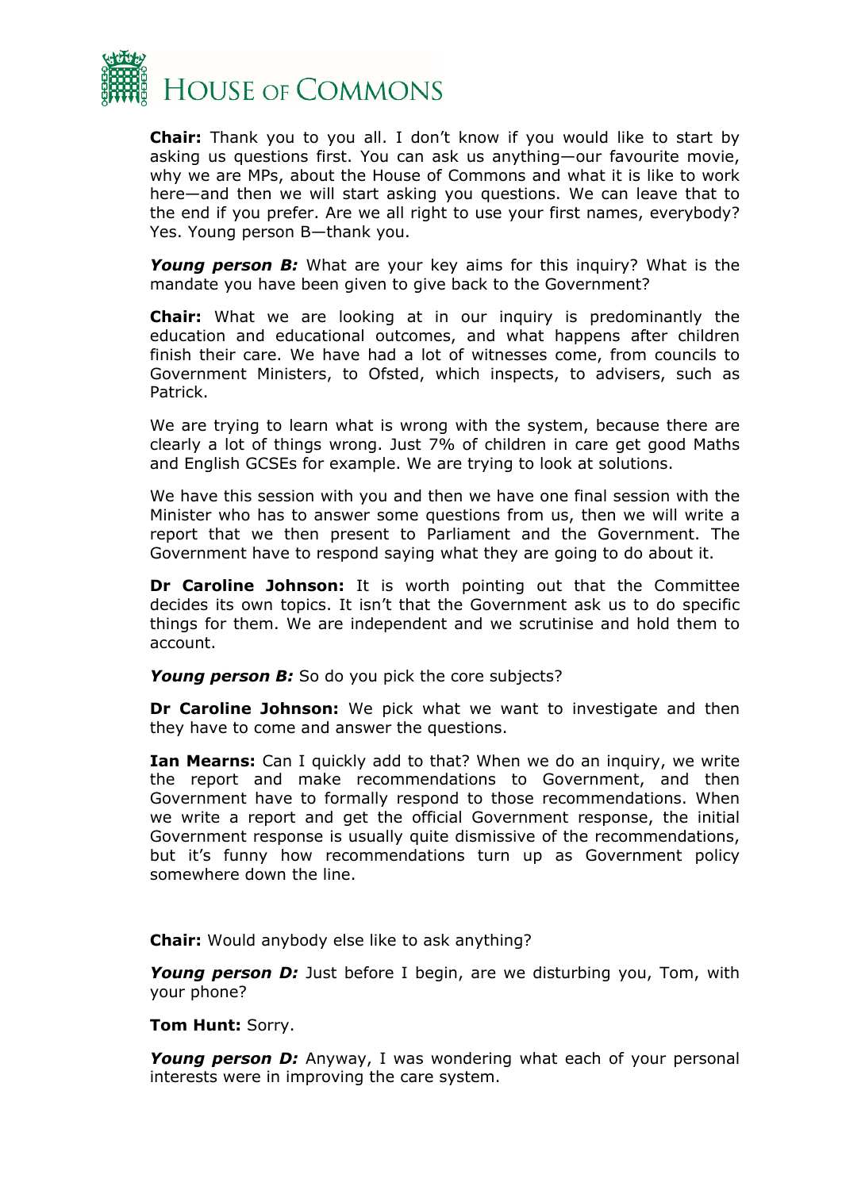**Chair:** Thank you to you all. I don't know if you would like to start by asking us questions first. You can ask us anything—our favourite movie, why we are MPs, about the House of Commons and what it is like to work here—and then we will start asking you questions. We can leave that to the end if you prefer. Are we all right to use your first names, everybody? Yes. Young person B—thank you.

***Young person B:*** What are your key aims for this inquiry? What is the mandate you have been given to give back to the Government?

**Chair:** What we are looking at in our inquiry is predominantly the education and educational outcomes, and what happens after children finish their care. We have had a lot of witnesses come, from councils to Government Ministers, to Ofsted, which inspects, to advisers, such as Patrick.

We are trying to learn what is wrong with the system, because there are clearly a lot of things wrong. Just 7% of children in care get good Maths and English GCSEs for example. We are trying to look at solutions.

We have this session with you and then we have one final session with the Minister who has to answer some questions from us, then we will write a report that we then present to Parliament and the Government. The Government have to respond saying what they are going to do about it.

**Dr Caroline Johnson:** It is worth pointing out that the Committee decides its own topics. It isn't that the Government ask us to do specific things for them. We are independent and we scrutinise and hold them to account.

***Young person B:*** So do you pick the core subjects?

**Dr Caroline Johnson:** We pick what we want to investigate and then they have to come and answer the questions.

**Ian Mearns:** Can I quickly add to that? When we do an inquiry, we write the report and make recommendations to Government, and then Government have to formally respond to those recommendations. When we write a report and get the official Government response, the initial Government response is usually quite dismissive of the recommendations, but it's funny how recommendations turn up as Government policy somewhere down the line.

**Chair:** Would anybody else like to ask anything?

***Young person D:*** Just before I begin, are we disturbing you, Tom, with your phone?

**Tom Hunt:** Sorry.

***Young person D:*** Anyway, I was wondering what each of your personal interests were in improving the care system.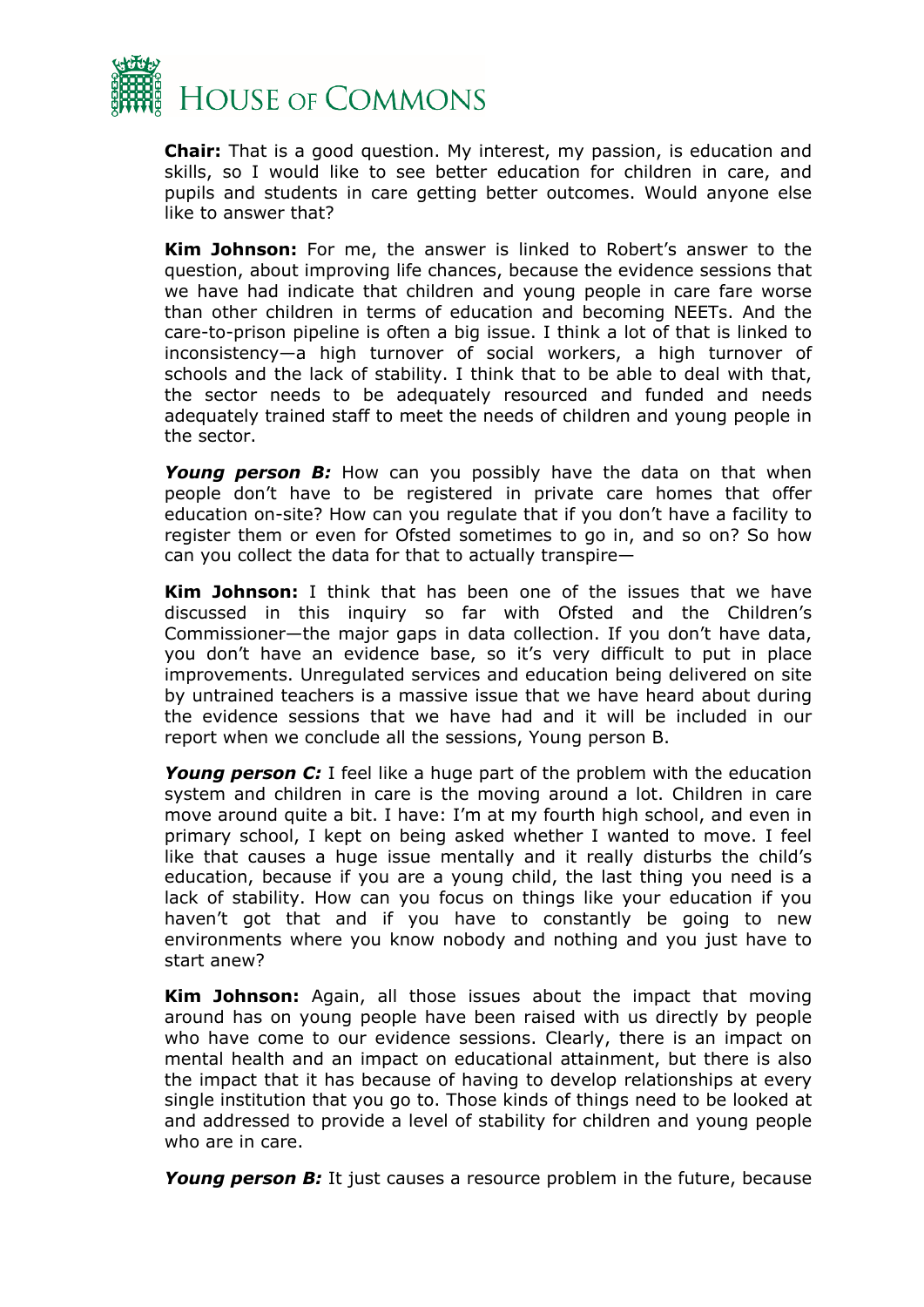**Chair:** That is a good question. My interest, my passion, is education and skills, so I would like to see better education for children in care, and pupils and students in care getting better outcomes. Would anyone else like to answer that?

**Kim Johnson:** For me, the answer is linked to Robert's answer to the question, about improving life chances, because the evidence sessions that we have had indicate that children and young people in care fare worse than other children in terms of education and becoming NEETs. And the care-to-prison pipeline is often a big issue. I think a lot of that is linked to inconsistency—a high turnover of social workers, a high turnover of schools and the lack of stability. I think that to be able to deal with that, the sector needs to be adequately resourced and funded and needs adequately trained staff to meet the needs of children and young people in the sector.

***Young person B:*** How can you possibly have the data on that when people don't have to be registered in private care homes that offer education on-site? How can you regulate that if you don't have a facility to register them or even for Ofsted sometimes to go in, and so on? So how can you collect the data for that to actually transpire—

**Kim Johnson:** I think that has been one of the issues that we have discussed in this inquiry so far with Ofsted and the Children's Commissioner—the major gaps in data collection. If you don't have data, you don't have an evidence base, so it's very difficult to put in place improvements. Unregulated services and education being delivered on site by untrained teachers is a massive issue that we have heard about during the evidence sessions that we have had and it will be included in our report when we conclude all the sessions, Young person B.

***Young person C:*** I feel like a huge part of the problem with the education system and children in care is the moving around a lot. Children in care move around quite a bit. I have: I'm at my fourth high school, and even in primary school, I kept on being asked whether I wanted to move. I feel like that causes a huge issue mentally and it really disturbs the child's education, because if you are a young child, the last thing you need is a lack of stability. How can you focus on things like your education if you haven't got that and if you have to constantly be going to new environments where you know nobody and nothing and you just have to start anew?

**Kim Johnson:** Again, all those issues about the impact that moving around has on young people have been raised with us directly by people who have come to our evidence sessions. Clearly, there is an impact on mental health and an impact on educational attainment, but there is also the impact that it has because of having to develop relationships at every single institution that you go to. Those kinds of things need to be looked at and addressed to provide a level of stability for children and young people who are in care.

***Young person B:*** It just causes a resource problem in the future, because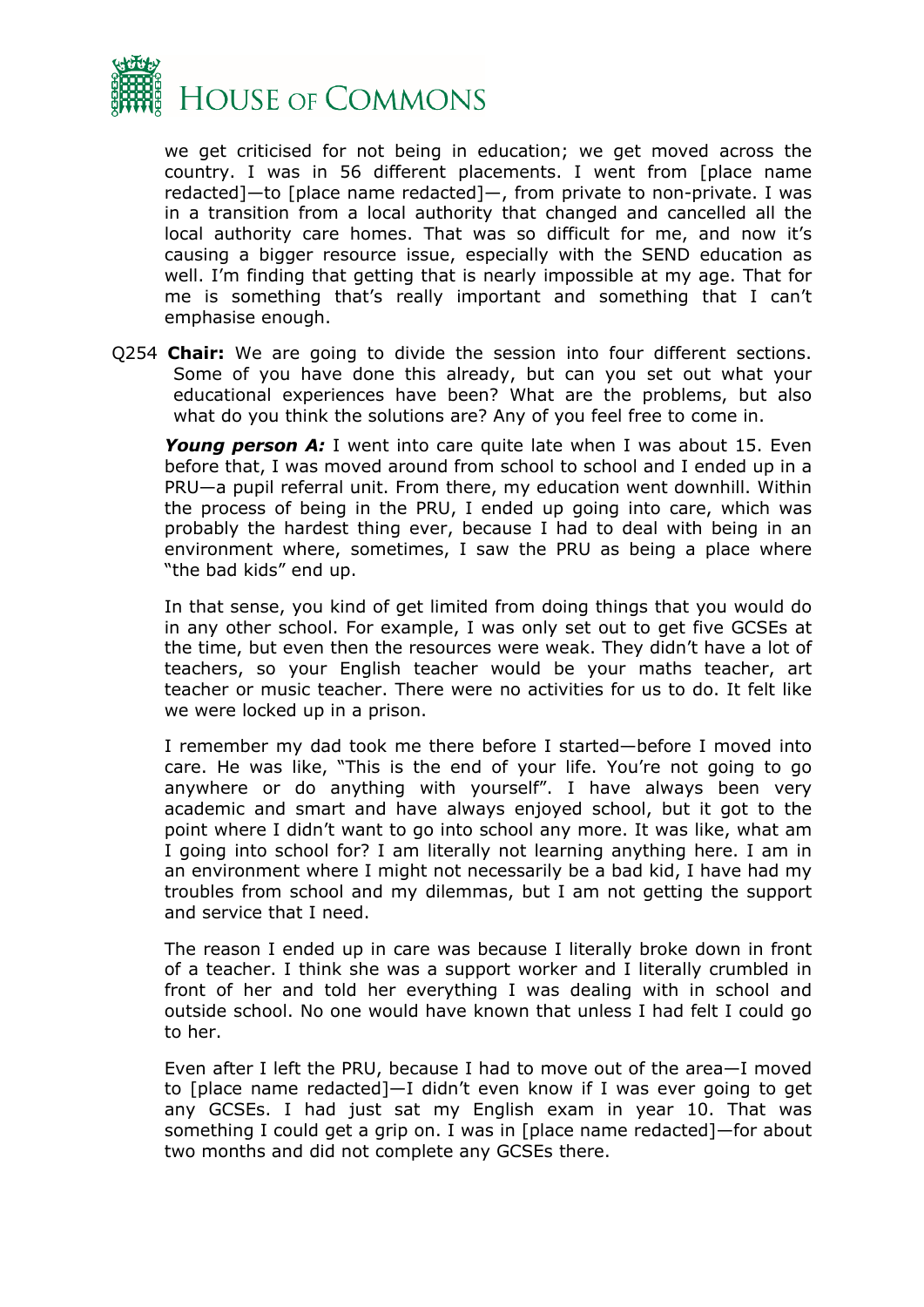we get criticised for not being in education; we get moved across the country. I was in 56 different placements. I went from [place name redacted]—to [place name redacted]—, from private to non-private. I was in a transition from a local authority that changed and cancelled all the local authority care homes. That was so difficult for me, and now it's causing a bigger resource issue, especially with the SEND education as well. I'm finding that getting that is nearly impossible at my age. That for me is something that's really important and something that I can't emphasise enough.

Q254 **Chair:** We are going to divide the session into four different sections. Some of you have done this already, but can you set out what your educational experiences have been? What are the problems, but also what do you think the solutions are? Any of you feel free to come in.

***Young person A:*** I went into care quite late when I was about 15. Even before that, I was moved around from school to school and I ended up in a PRU—a pupil referral unit. From there, my education went downhill. Within the process of being in the PRU, I ended up going into care, which was probably the hardest thing ever, because I had to deal with being in an environment where, sometimes, I saw the PRU as being a place where "the bad kids" end up.

In that sense, you kind of get limited from doing things that you would do in any other school. For example, I was only set out to get five GCSEs at the time, but even then the resources were weak. They didn't have a lot of teachers, so your English teacher would be your maths teacher, art teacher or music teacher. There were no activities for us to do. It felt like we were locked up in a prison.

I remember my dad took me there before I started—before I moved into care. He was like, "This is the end of your life. You're not going to go anywhere or do anything with yourself". I have always been very academic and smart and have always enjoyed school, but it got to the point where I didn't want to go into school any more. It was like, what am I going into school for? I am literally not learning anything here. I am in an environment where I might not necessarily be a bad kid, I have had my troubles from school and my dilemmas, but I am not getting the support and service that I need.

The reason I ended up in care was because I literally broke down in front of a teacher. I think she was a support worker and I literally crumbled in front of her and told her everything I was dealing with in school and outside school. No one would have known that unless I had felt I could go to her.

Even after I left the PRU, because I had to move out of the area—I moved to [place name redacted]—I didn't even know if I was ever going to get any GCSEs. I had just sat my English exam in year 10. That was something I could get a grip on. I was in [place name redacted]—for about two months and did not complete any GCSEs there.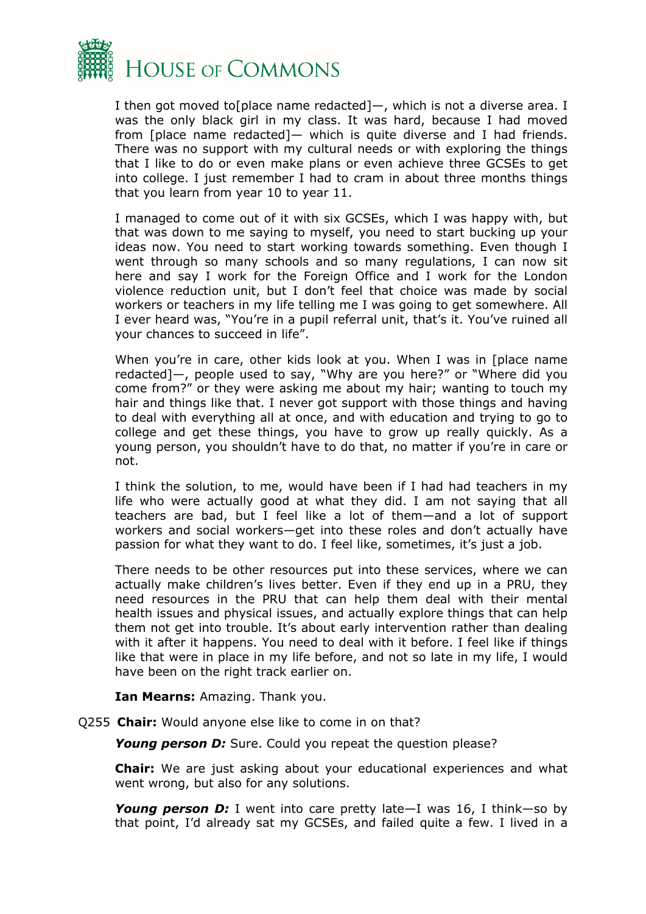I then got moved to[place name redacted]—, which is not a diverse area. I was the only black girl in my class. It was hard, because I had moved from [place name redacted]— which is quite diverse and I had friends. There was no support with my cultural needs or with exploring the things that I like to do or even make plans or even achieve three GCSEs to get into college. I just remember I had to cram in about three months things that you learn from year 10 to year 11.

I managed to come out of it with six GCSEs, which I was happy with, but that was down to me saying to myself, you need to start bucking up your ideas now. You need to start working towards something. Even though I went through so many schools and so many regulations, I can now sit here and say I work for the Foreign Office and I work for the London violence reduction unit, but I don't feel that choice was made by social workers or teachers in my life telling me I was going to get somewhere. All I ever heard was, "You're in a pupil referral unit, that's it. You've ruined all your chances to succeed in life".

When you're in care, other kids look at you. When I was in [place name redacted]—, people used to say, "Why are you here?" or "Where did you come from?" or they were asking me about my hair; wanting to touch my hair and things like that. I never got support with those things and having to deal with everything all at once, and with education and trying to go to college and get these things, you have to grow up really quickly. As a young person, you shouldn't have to do that, no matter if you're in care or not.

I think the solution, to me, would have been if I had had teachers in my life who were actually good at what they did. I am not saying that all teachers are bad, but I feel like a lot of them—and a lot of support workers and social workers—get into these roles and don't actually have passion for what they want to do. I feel like, sometimes, it's just a job.

There needs to be other resources put into these services, where we can actually make children's lives better. Even if they end up in a PRU, they need resources in the PRU that can help them deal with their mental health issues and physical issues, and actually explore things that can help them not get into trouble. It's about early intervention rather than dealing with it after it happens. You need to deal with it before. I feel like if things like that were in place in my life before, and not so late in my life, I would have been on the right track earlier on.

**Ian Mearns:** Amazing. Thank you.

Q255 **Chair:** Would anyone else like to come in on that?

***Young person D:*** Sure. Could you repeat the question please?

**Chair:** We are just asking about your educational experiences and what went wrong, but also for any solutions.

***Young person D:*** I went into care pretty late—I was 16, I think—so by that point, I'd already sat my GCSEs, and failed quite a few. I lived in a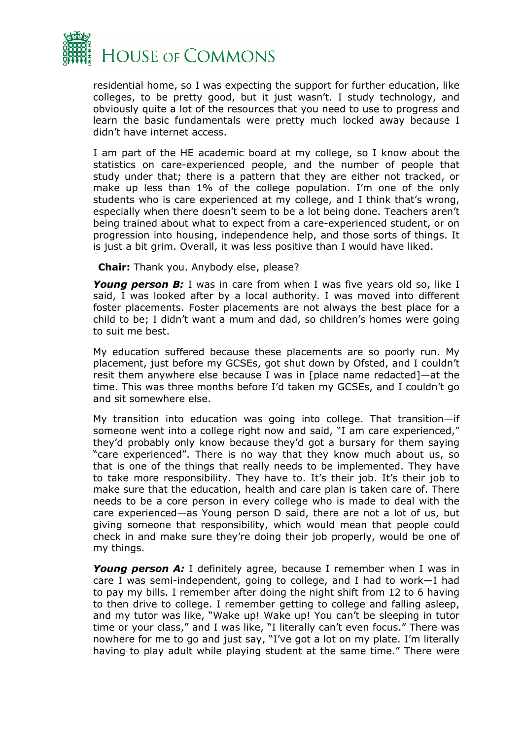residential home, so I was expecting the support for further education, like colleges, to be pretty good, but it just wasn't. I study technology, and obviously quite a lot of the resources that you need to use to progress and learn the basic fundamentals were pretty much locked away because I didn't have internet access.

I am part of the HE academic board at my college, so I know about the statistics on care-experienced people, and the number of people that study under that; there is a pattern that they are either not tracked, or make up less than 1% of the college population. I'm one of the only students who is care experienced at my college, and I think that's wrong, especially when there doesn't seem to be a lot being done. Teachers aren't being trained about what to expect from a care-experienced student, or on progression into housing, independence help, and those sorts of things. It is just a bit grim. Overall, it was less positive than I would have liked.

**Chair:** Thank you. Anybody else, please?

***Young person B:*** I was in care from when I was five years old so, like I said, I was looked after by a local authority. I was moved into different foster placements. Foster placements are not always the best place for a child to be; I didn't want a mum and dad, so children's homes were going to suit me best.

My education suffered because these placements are so poorly run. My placement, just before my GCSEs, got shut down by Ofsted, and I couldn't resit them anywhere else because I was in [place name redacted]—at the time. This was three months before I'd taken my GCSEs, and I couldn't go and sit somewhere else.

My transition into education was going into college. That transition—if someone went into a college right now and said, "I am care experienced," they'd probably only know because they'd got a bursary for them saying "care experienced". There is no way that they know much about us, so that is one of the things that really needs to be implemented. They have to take more responsibility. They have to. It's their job. It's their job to make sure that the education, health and care plan is taken care of. There needs to be a core person in every college who is made to deal with the care experienced—as Young person D said, there are not a lot of us, but giving someone that responsibility, which would mean that people could check in and make sure they're doing their job properly, would be one of my things.

***Young person A:*** I definitely agree, because I remember when I was in care I was semi-independent, going to college, and I had to work—I had to pay my bills. I remember after doing the night shift from 12 to 6 having to then drive to college. I remember getting to college and falling asleep, and my tutor was like, "Wake up! Wake up! You can't be sleeping in tutor time or your class," and I was like, "I literally can't even focus." There was nowhere for me to go and just say, "I've got a lot on my plate. I'm literally having to play adult while playing student at the same time." There were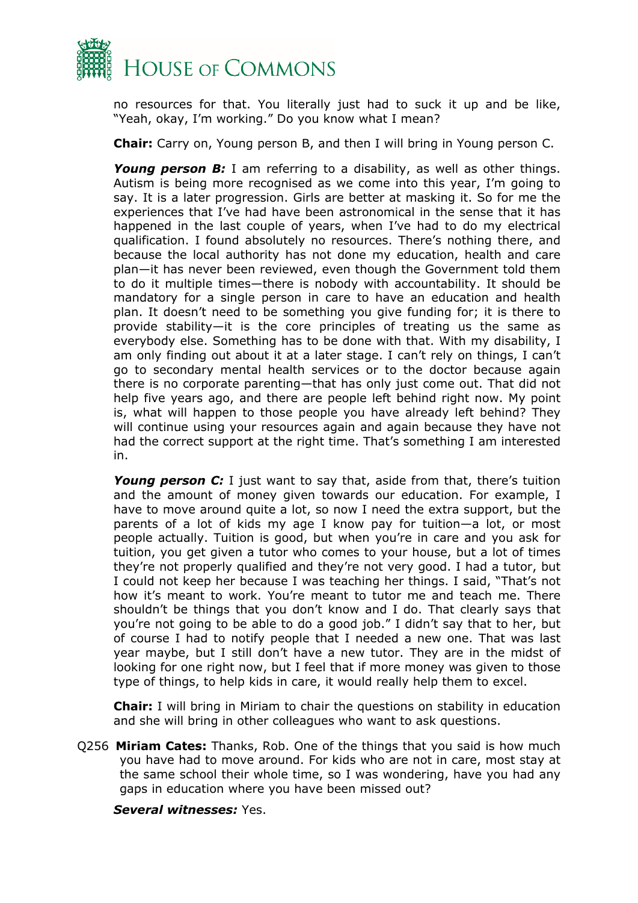no resources for that. You literally just had to suck it up and be like, "Yeah, okay, I'm working." Do you know what I mean?

**Chair:** Carry on, Young person B, and then I will bring in Young person C.

***Young person B:*** I am referring to a disability, as well as other things. Autism is being more recognised as we come into this year, I'm going to say. It is a later progression. Girls are better at masking it. So for me the experiences that I've had have been astronomical in the sense that it has happened in the last couple of years, when I've had to do my electrical qualification. I found absolutely no resources. There's nothing there, and because the local authority has not done my education, health and care plan—it has never been reviewed, even though the Government told them to do it multiple times—there is nobody with accountability. It should be mandatory for a single person in care to have an education and health plan. It doesn't need to be something you give funding for; it is there to provide stability—it is the core principles of treating us the same as everybody else. Something has to be done with that. With my disability, I am only finding out about it at a later stage. I can't rely on things, I can't go to secondary mental health services or to the doctor because again there is no corporate parenting—that has only just come out. That did not help five years ago, and there are people left behind right now. My point is, what will happen to those people you have already left behind? They will continue using your resources again and again because they have not had the correct support at the right time. That's something I am interested in.

***Young person C:*** I just want to say that, aside from that, there's tuition and the amount of money given towards our education. For example, I have to move around quite a lot, so now I need the extra support, but the parents of a lot of kids my age I know pay for tuition—a lot, or most people actually. Tuition is good, but when you're in care and you ask for tuition, you get given a tutor who comes to your house, but a lot of times they're not properly qualified and they're not very good. I had a tutor, but I could not keep her because I was teaching her things. I said, "That's not how it's meant to work. You're meant to tutor me and teach me. There shouldn't be things that you don't know and I do. That clearly says that you're not going to be able to do a good job." I didn't say that to her, but of course I had to notify people that I needed a new one. That was last year maybe, but I still don't have a new tutor. They are in the midst of looking for one right now, but I feel that if more money was given to those type of things, to help kids in care, it would really help them to excel.

**Chair:** I will bring in Miriam to chair the questions on stability in education and she will bring in other colleagues who want to ask questions.

Q256 **Miriam Cates:** Thanks, Rob. One of the things that you said is how much you have had to move around. For kids who are not in care, most stay at the same school their whole time, so I was wondering, have you had any gaps in education where you have been missed out?

***Several witnesses:*** Yes.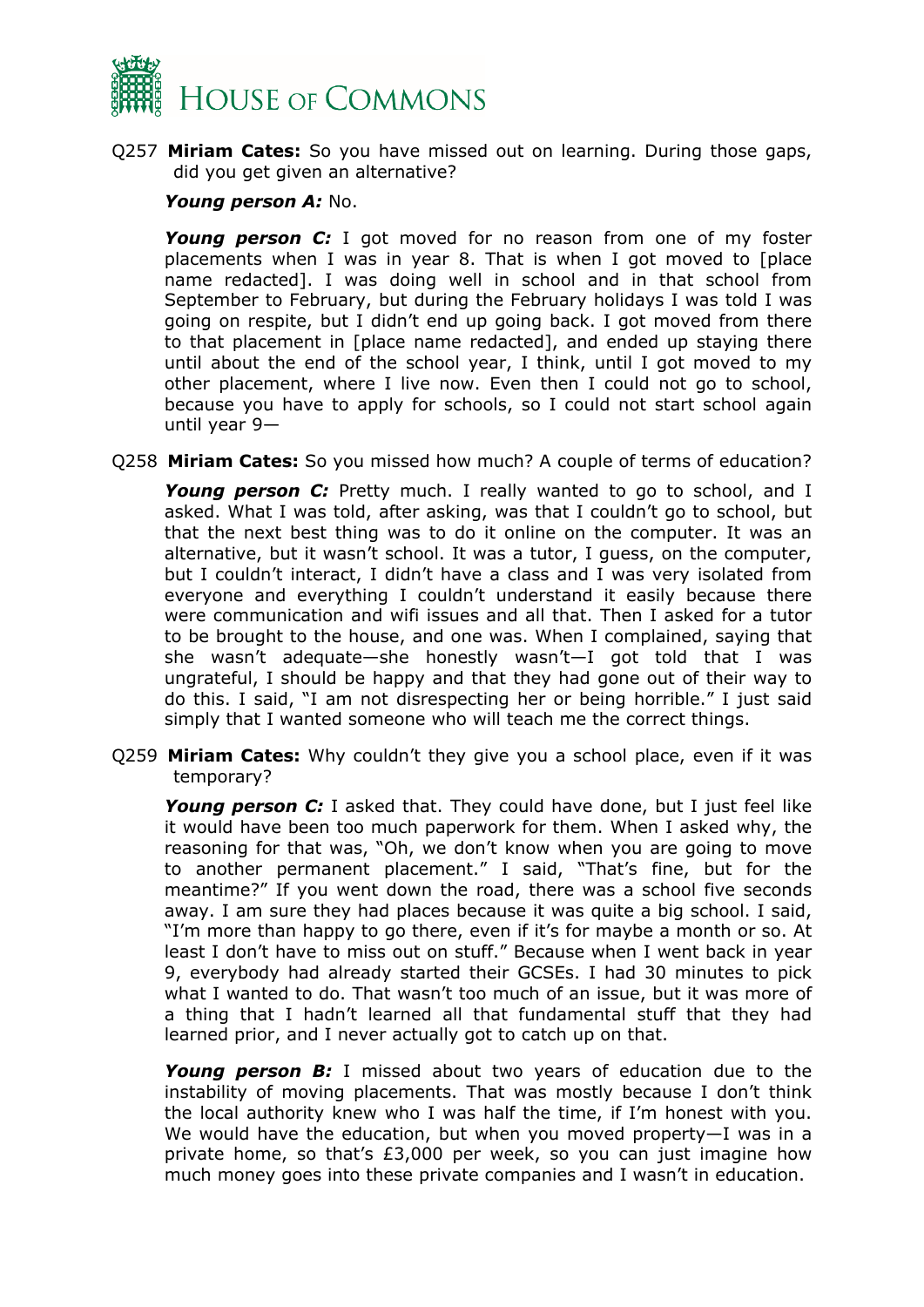Q257 **Miriam Cates:** So you have missed out on learning. During those gaps, did you get given an alternative?

***Young person A:*** No.

***Young person C:*** I got moved for no reason from one of my foster placements when I was in year 8. That is when I got moved to [place name redacted]. I was doing well in school and in that school from September to February, but during the February holidays I was told I was going on respite, but I didn't end up going back. I got moved from there to that placement in [place name redacted], and ended up staying there until about the end of the school year, I think, until I got moved to my other placement, where I live now. Even then I could not go to school, because you have to apply for schools, so I could not start school again until year 9—

Q258 **Miriam Cates:** So you missed how much? A couple of terms of education?

***Young person C:*** Pretty much. I really wanted to go to school, and I asked. What I was told, after asking, was that I couldn't go to school, but that the next best thing was to do it online on the computer. It was an alternative, but it wasn't school. It was a tutor, I guess, on the computer, but I couldn't interact, I didn't have a class and I was very isolated from everyone and everything I couldn't understand it easily because there were communication and wifi issues and all that. Then I asked for a tutor to be brought to the house, and one was. When I complained, saying that she wasn't adequate—she honestly wasn't—I got told that I was ungrateful, I should be happy and that they had gone out of their way to do this. I said, "I am not disrespecting her or being horrible." I just said simply that I wanted someone who will teach me the correct things.

Q259 **Miriam Cates:** Why couldn't they give you a school place, even if it was temporary?

***Young person C:*** I asked that. They could have done, but I just feel like it would have been too much paperwork for them. When I asked why, the reasoning for that was, "Oh, we don't know when you are going to move to another permanent placement." I said, "That's fine, but for the meantime?" If you went down the road, there was a school five seconds away. I am sure they had places because it was quite a big school. I said, "I'm more than happy to go there, even if it's for maybe a month or so. At least I don't have to miss out on stuff." Because when I went back in year 9, everybody had already started their GCSEs. I had 30 minutes to pick what I wanted to do. That wasn't too much of an issue, but it was more of a thing that I hadn't learned all that fundamental stuff that they had learned prior, and I never actually got to catch up on that.

***Young person B:*** I missed about two years of education due to the instability of moving placements. That was mostly because I don't think the local authority knew who I was half the time, if I'm honest with you. We would have the education, but when you moved property—I was in a private home, so that's £3,000 per week, so you can just imagine how much money goes into these private companies and I wasn't in education.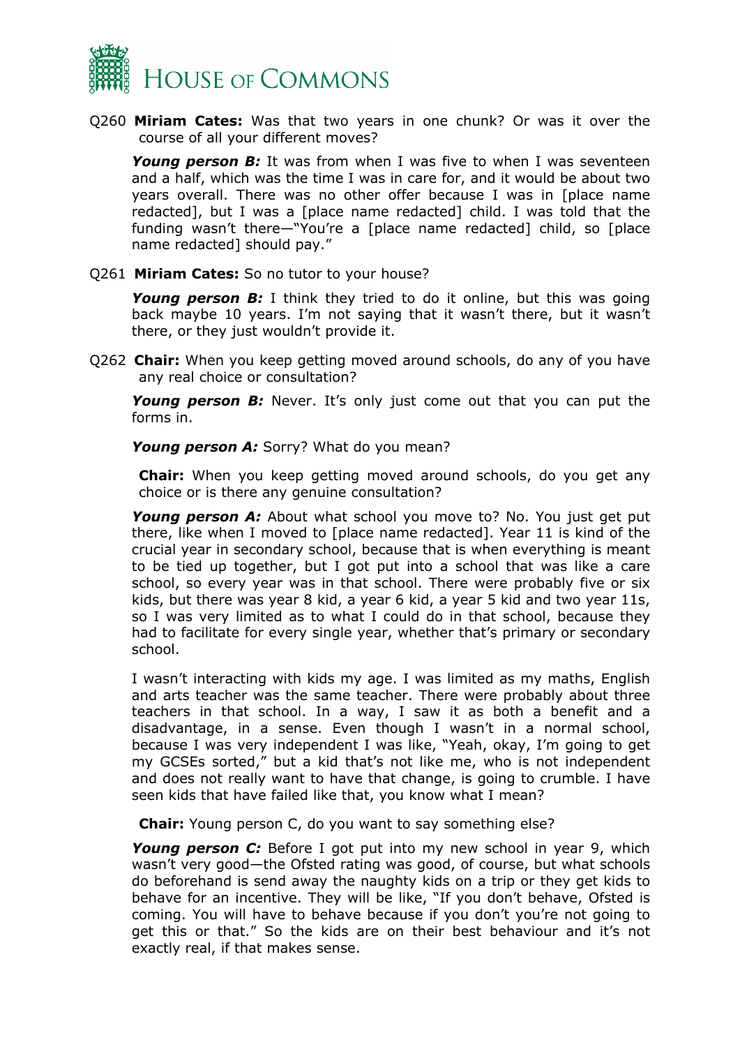Q260 **Miriam Cates:** Was that two years in one chunk? Or was it over the course of all your different moves?

***Young person B:*** It was from when I was five to when I was seventeen and a half, which was the time I was in care for, and it would be about two years overall. There was no other offer because I was in [place name redacted], but I was a [place name redacted] child. I was told that the funding wasn't there—"You're a [place name redacted] child, so [place name redacted] should pay."

Q261 **Miriam Cates:** So no tutor to your house?

***Young person B:*** I think they tried to do it online, but this was going back maybe 10 years. I'm not saying that it wasn't there, but it wasn't there, or they just wouldn't provide it.

Q262 **Chair:** When you keep getting moved around schools, do any of you have any real choice or consultation?

***Young person B:*** Never. It's only just come out that you can put the forms in.

***Young person A:*** Sorry? What do you mean?

**Chair:** When you keep getting moved around schools, do you get any choice or is there any genuine consultation?

***Young person A:*** About what school you move to? No. You just get put there, like when I moved to [place name redacted]. Year 11 is kind of the crucial year in secondary school, because that is when everything is meant to be tied up together, but I got put into a school that was like a care school, so every year was in that school. There were probably five or six kids, but there was year 8 kid, a year 6 kid, a year 5 kid and two year 11s, so I was very limited as to what I could do in that school, because they had to facilitate for every single year, whether that's primary or secondary school.

I wasn't interacting with kids my age. I was limited as my maths, English and arts teacher was the same teacher. There were probably about three teachers in that school. In a way, I saw it as both a benefit and a disadvantage, in a sense. Even though I wasn't in a normal school, because I was very independent I was like, "Yeah, okay, I'm going to get my GCSEs sorted," but a kid that's not like me, who is not independent and does not really want to have that change, is going to crumble. I have seen kids that have failed like that, you know what I mean?

**Chair:** Young person C, do you want to say something else?

***Young person C:*** Before I got put into my new school in year 9, which wasn't very good—the Ofsted rating was good, of course, but what schools do beforehand is send away the naughty kids on a trip or they get kids to behave for an incentive. They will be like, "If you don't behave, Ofsted is coming. You will have to behave because if you don't you're not going to get this or that." So the kids are on their best behaviour and it's not exactly real, if that makes sense.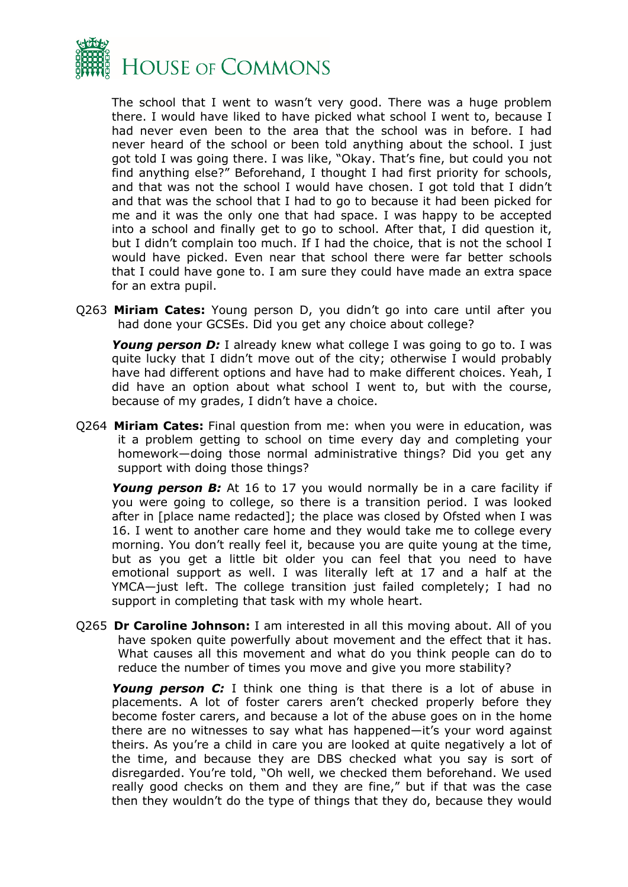The school that I went to wasn't very good. There was a huge problem there. I would have liked to have picked what school I went to, because I had never even been to the area that the school was in before. I had never heard of the school or been told anything about the school. I just got told I was going there. I was like, "Okay. That's fine, but could you not find anything else?" Beforehand, I thought I had first priority for schools, and that was not the school I would have chosen. I got told that I didn't and that was the school that I had to go to because it had been picked for me and it was the only one that had space. I was happy to be accepted into a school and finally get to go to school. After that, I did question it, but I didn't complain too much. If I had the choice, that is not the school I would have picked. Even near that school there were far better schools that I could have gone to. I am sure they could have made an extra space for an extra pupil.

Q263 **Miriam Cates:** Young person D, you didn't go into care until after you had done your GCSEs. Did you get any choice about college?

***Young person D:*** I already knew what college I was going to go to. I was quite lucky that I didn't move out of the city; otherwise I would probably have had different options and have had to make different choices. Yeah, I did have an option about what school I went to, but with the course, because of my grades, I didn't have a choice.

Q264 **Miriam Cates:** Final question from me: when you were in education, was it a problem getting to school on time every day and completing your homework—doing those normal administrative things? Did you get any support with doing those things?

***Young person B:*** At 16 to 17 you would normally be in a care facility if you were going to college, so there is a transition period. I was looked after in [place name redacted]; the place was closed by Ofsted when I was 16. I went to another care home and they would take me to college every morning. You don't really feel it, because you are quite young at the time, but as you get a little bit older you can feel that you need to have emotional support as well. I was literally left at 17 and a half at the YMCA—just left. The college transition just failed completely; I had no support in completing that task with my whole heart.

Q265 **Dr Caroline Johnson:** I am interested in all this moving about. All of you have spoken quite powerfully about movement and the effect that it has. What causes all this movement and what do you think people can do to reduce the number of times you move and give you more stability?

***Young person C:*** I think one thing is that there is a lot of abuse in placements. A lot of foster carers aren't checked properly before they become foster carers, and because a lot of the abuse goes on in the home there are no witnesses to say what has happened—it's your word against theirs. As you're a child in care you are looked at quite negatively a lot of the time, and because they are DBS checked what you say is sort of disregarded. You're told, "Oh well, we checked them beforehand. We used really good checks on them and they are fine," but if that was the case then they wouldn't do the type of things that they do, because they would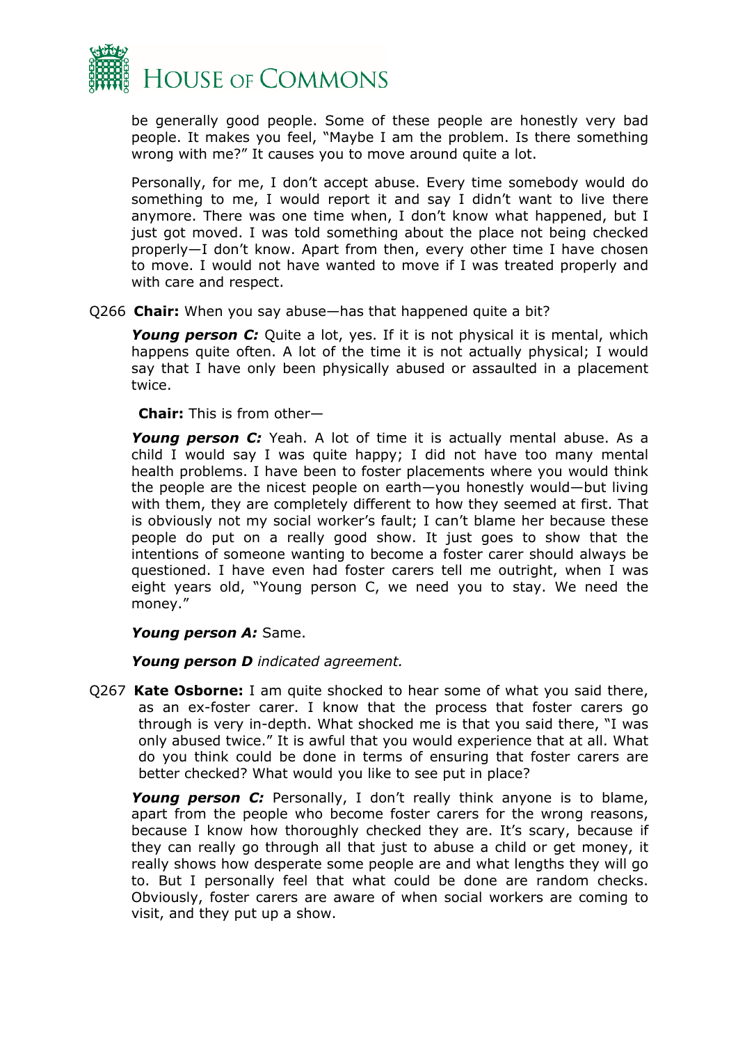be generally good people. Some of these people are honestly very bad people. It makes you feel, "Maybe I am the problem. Is there something wrong with me?" It causes you to move around quite a lot.

Personally, for me, I don't accept abuse. Every time somebody would do something to me, I would report it and say I didn't want to live there anymore. There was one time when, I don't know what happened, but I just got moved. I was told something about the place not being checked properly—I don't know. Apart from then, every other time I have chosen to move. I would not have wanted to move if I was treated properly and with care and respect.

Q266 **Chair:** When you say abuse—has that happened quite a bit?

***Young person C:*** Quite a lot, yes. If it is not physical it is mental, which happens quite often. A lot of the time it is not actually physical; I would say that I have only been physically abused or assaulted in a placement twice.

**Chair:** This is from other—

***Young person C:*** Yeah. A lot of time it is actually mental abuse. As a child I would say I was quite happy; I did not have too many mental health problems. I have been to foster placements where you would think the people are the nicest people on earth—you honestly would—but living with them, they are completely different to how they seemed at first. That is obviously not my social worker's fault; I can't blame her because these people do put on a really good show. It just goes to show that the intentions of someone wanting to become a foster carer should always be questioned. I have even had foster carers tell me outright, when I was eight years old, "Young person C, we need you to stay. We need the money."

***Young person A:*** Same.

***Young person D*** *indicated agreement.*

Q267 **Kate Osborne:** I am quite shocked to hear some of what you said there, as an ex-foster carer. I know that the process that foster carers go through is very in-depth. What shocked me is that you said there, "I was only abused twice." It is awful that you would experience that at all. What do you think could be done in terms of ensuring that foster carers are better checked? What would you like to see put in place?

***Young person C:*** Personally, I don't really think anyone is to blame, apart from the people who become foster carers for the wrong reasons, because I know how thoroughly checked they are. It's scary, because if they can really go through all that just to abuse a child or get money, it really shows how desperate some people are and what lengths they will go to. But I personally feel that what could be done are random checks. Obviously, foster carers are aware of when social workers are coming to visit, and they put up a show.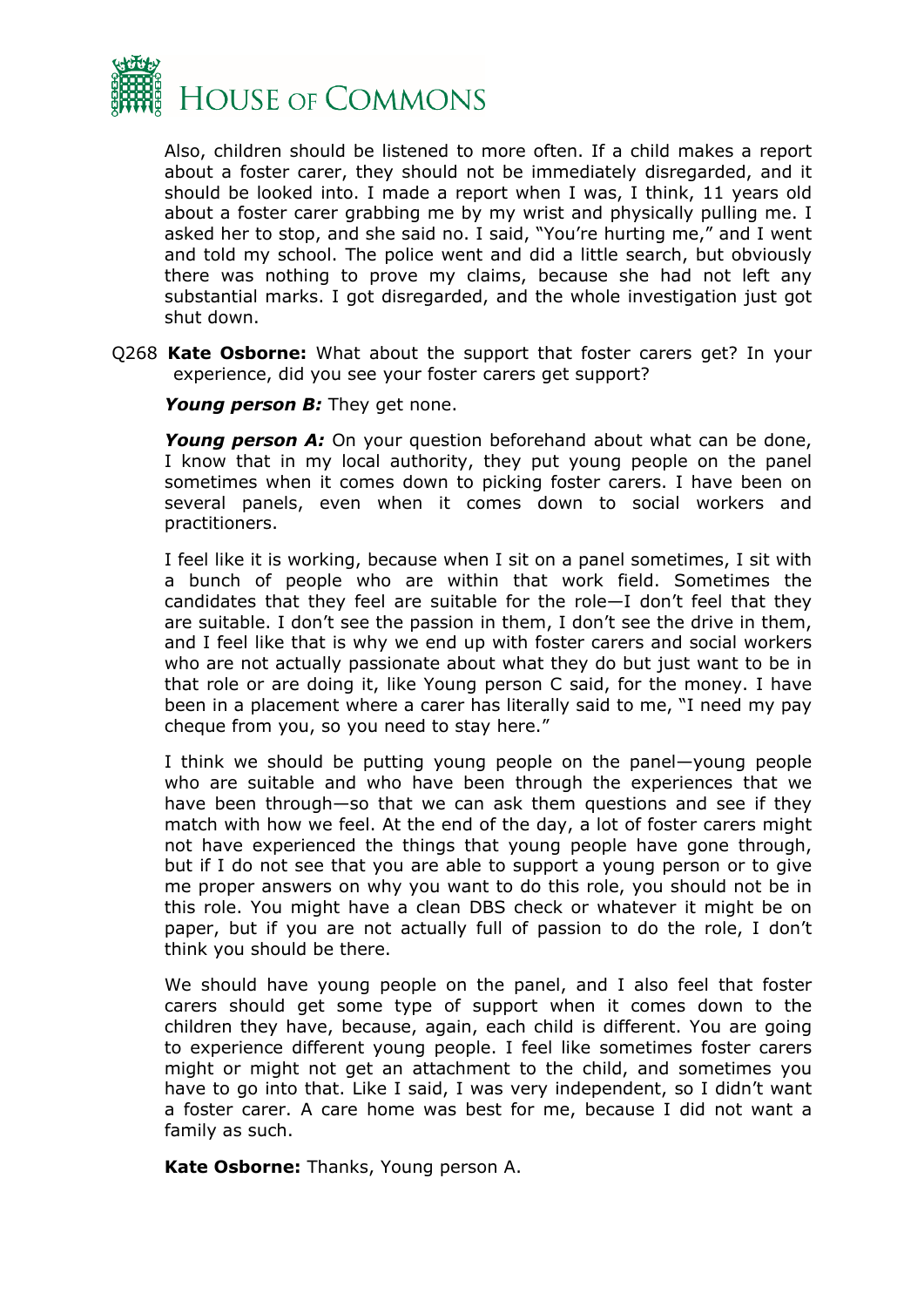Also, children should be listened to more often. If a child makes a report about a foster carer, they should not be immediately disregarded, and it should be looked into. I made a report when I was, I think, 11 years old about a foster carer grabbing me by my wrist and physically pulling me. I asked her to stop, and she said no. I said, "You're hurting me," and I went and told my school. The police went and did a little search, but obviously there was nothing to prove my claims, because she had not left any substantial marks. I got disregarded, and the whole investigation just got shut down.

Q268 **Kate Osborne:** What about the support that foster carers get? In your experience, did you see your foster carers get support?

***Young person B:*** They get none.

***Young person A:*** On your question beforehand about what can be done, I know that in my local authority, they put young people on the panel sometimes when it comes down to picking foster carers. I have been on several panels, even when it comes down to social workers and practitioners.

I feel like it is working, because when I sit on a panel sometimes, I sit with a bunch of people who are within that work field. Sometimes the candidates that they feel are suitable for the role—I don't feel that they are suitable. I don't see the passion in them, I don't see the drive in them, and I feel like that is why we end up with foster carers and social workers who are not actually passionate about what they do but just want to be in that role or are doing it, like Young person C said, for the money. I have been in a placement where a carer has literally said to me, "I need my pay cheque from you, so you need to stay here."

I think we should be putting young people on the panel—young people who are suitable and who have been through the experiences that we have been through—so that we can ask them questions and see if they match with how we feel. At the end of the day, a lot of foster carers might not have experienced the things that young people have gone through, but if I do not see that you are able to support a young person or to give me proper answers on why you want to do this role, you should not be in this role. You might have a clean DBS check or whatever it might be on paper, but if you are not actually full of passion to do the role, I don't think you should be there.

We should have young people on the panel, and I also feel that foster carers should get some type of support when it comes down to the children they have, because, again, each child is different. You are going to experience different young people. I feel like sometimes foster carers might or might not get an attachment to the child, and sometimes you have to go into that. Like I said, I was very independent, so I didn't want a foster carer. A care home was best for me, because I did not want a family as such.

**Kate Osborne:** Thanks, Young person A.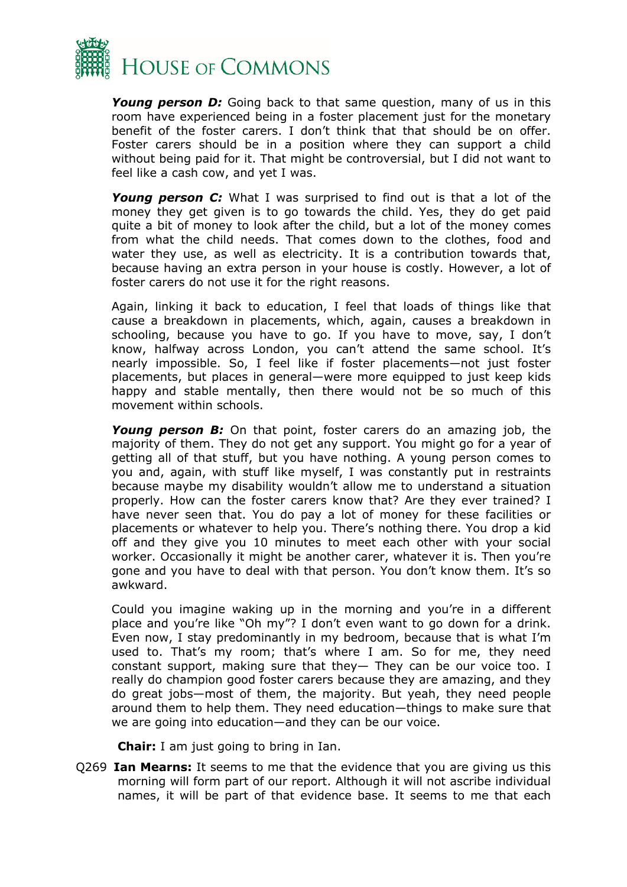***Young person D:*** Going back to that same question, many of us in this room have experienced being in a foster placement just for the monetary benefit of the foster carers. I don't think that that should be on offer. Foster carers should be in a position where they can support a child without being paid for it. That might be controversial, but I did not want to feel like a cash cow, and yet I was.

***Young person C:*** What I was surprised to find out is that a lot of the money they get given is to go towards the child. Yes, they do get paid quite a bit of money to look after the child, but a lot of the money comes from what the child needs. That comes down to the clothes, food and water they use, as well as electricity. It is a contribution towards that, because having an extra person in your house is costly. However, a lot of foster carers do not use it for the right reasons.

Again, linking it back to education, I feel that loads of things like that cause a breakdown in placements, which, again, causes a breakdown in schooling, because you have to go. If you have to move, say, I don't know, halfway across London, you can't attend the same school. It's nearly impossible. So, I feel like if foster placements—not just foster placements, but places in general—were more equipped to just keep kids happy and stable mentally, then there would not be so much of this movement within schools.

***Young person B:*** On that point, foster carers do an amazing job, the majority of them. They do not get any support. You might go for a year of getting all of that stuff, but you have nothing. A young person comes to you and, again, with stuff like myself, I was constantly put in restraints because maybe my disability wouldn't allow me to understand a situation properly. How can the foster carers know that? Are they ever trained? I have never seen that. You do pay a lot of money for these facilities or placements or whatever to help you. There's nothing there. You drop a kid off and they give you 10 minutes to meet each other with your social worker. Occasionally it might be another carer, whatever it is. Then you're gone and you have to deal with that person. You don't know them. It's so awkward.

Could you imagine waking up in the morning and you're in a different place and you're like "Oh my"? I don't even want to go down for a drink. Even now, I stay predominantly in my bedroom, because that is what I'm used to. That's my room; that's where I am. So for me, they need constant support, making sure that they— They can be our voice too. I really do champion good foster carers because they are amazing, and they do great jobs—most of them, the majority. But yeah, they need people around them to help them. They need education—things to make sure that we are going into education—and they can be our voice.

**Chair:** I am just going to bring in Ian.

Q269 **Ian Mearns:** It seems to me that the evidence that you are giving us this morning will form part of our report. Although it will not ascribe individual names, it will be part of that evidence base. It seems to me that each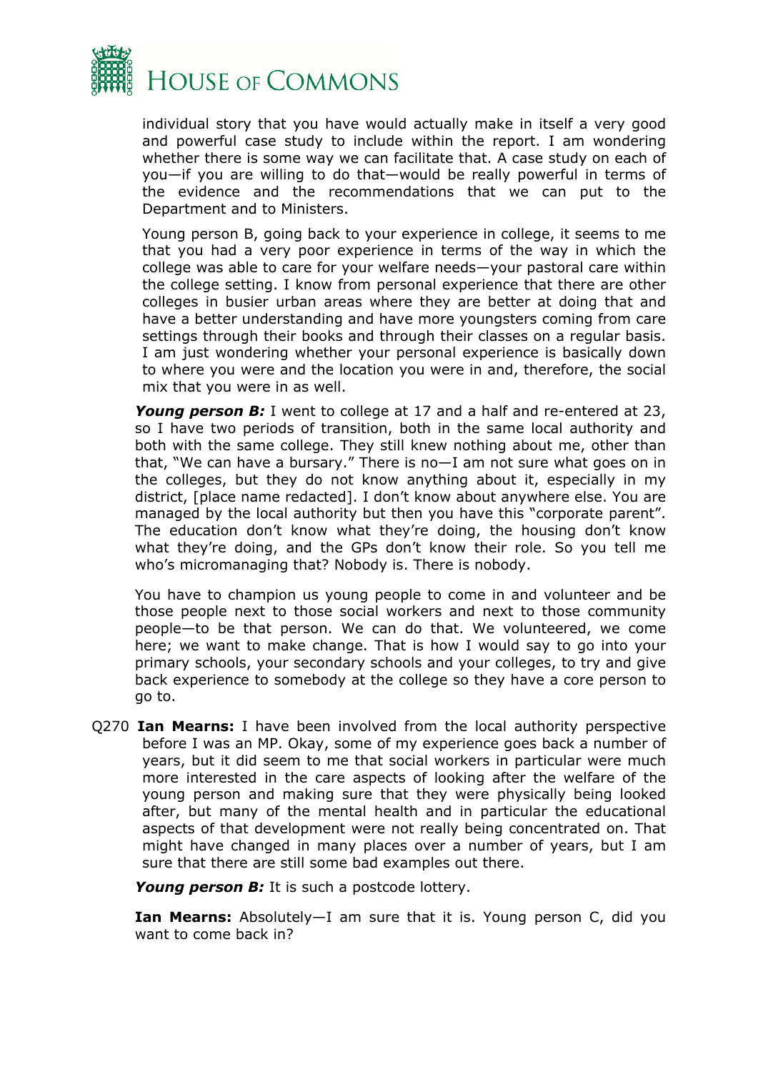individual story that you have would actually make in itself a very good and powerful case study to include within the report. I am wondering whether there is some way we can facilitate that. A case study on each of you—if you are willing to do that—would be really powerful in terms of the evidence and the recommendations that we can put to the Department and to Ministers.

Young person B, going back to your experience in college, it seems to me that you had a very poor experience in terms of the way in which the college was able to care for your welfare needs—your pastoral care within the college setting. I know from personal experience that there are other colleges in busier urban areas where they are better at doing that and have a better understanding and have more youngsters coming from care settings through their books and through their classes on a regular basis. I am just wondering whether your personal experience is basically down to where you were and the location you were in and, therefore, the social mix that you were in as well.

***Young person B:*** I went to college at 17 and a half and re-entered at 23, so I have two periods of transition, both in the same local authority and both with the same college. They still knew nothing about me, other than that, "We can have a bursary." There is no—I am not sure what goes on in the colleges, but they do not know anything about it, especially in my district, [place name redacted]. I don't know about anywhere else. You are managed by the local authority but then you have this "corporate parent". The education don't know what they're doing, the housing don't know what they're doing, and the GPs don't know their role. So you tell me who's micromanaging that? Nobody is. There is nobody.

You have to champion us young people to come in and volunteer and be those people next to those social workers and next to those community people—to be that person. We can do that. We volunteered, we come here; we want to make change. That is how I would say to go into your primary schools, your secondary schools and your colleges, to try and give back experience to somebody at the college so they have a core person to go to.

Q270 **Ian Mearns:** I have been involved from the local authority perspective before I was an MP. Okay, some of my experience goes back a number of years, but it did seem to me that social workers in particular were much more interested in the care aspects of looking after the welfare of the young person and making sure that they were physically being looked after, but many of the mental health and in particular the educational aspects of that development were not really being concentrated on. That might have changed in many places over a number of years, but I am sure that there are still some bad examples out there.

***Young person B:*** It is such a postcode lottery.

**Ian Mearns:** Absolutely—I am sure that it is. Young person C, did you want to come back in?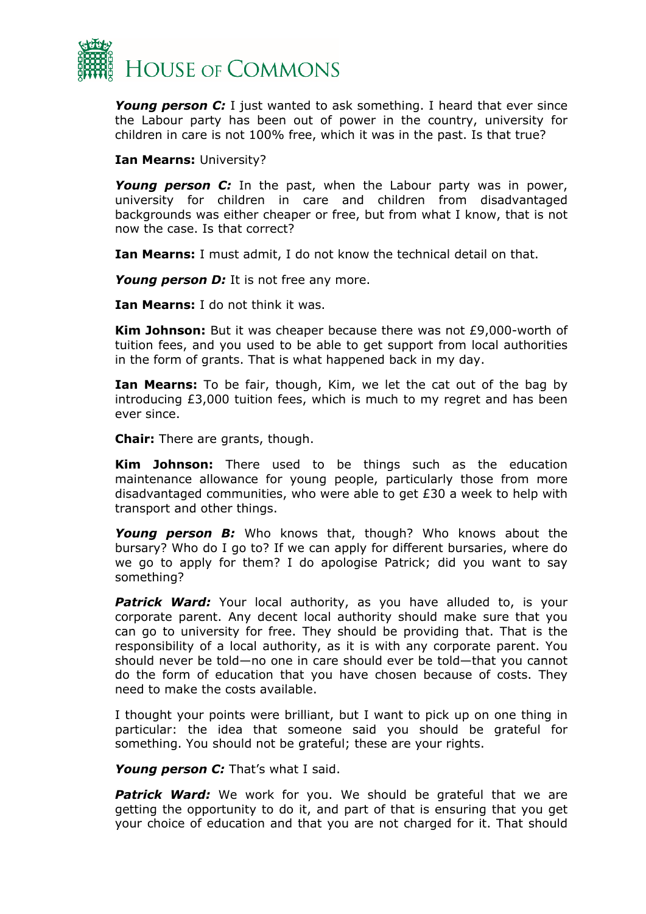***Young person C:*** I just wanted to ask something. I heard that ever since the Labour party has been out of power in the country, university for children in care is not 100% free, which it was in the past. Is that true?

**Ian Mearns:** University?

***Young person C:*** In the past, when the Labour party was in power, university for children in care and children from disadvantaged backgrounds was either cheaper or free, but from what I know, that is not now the case. Is that correct?

**Ian Mearns:** I must admit, I do not know the technical detail on that.

***Young person D:*** It is not free any more.

**Ian Mearns:** I do not think it was.

**Kim Johnson:** But it was cheaper because there was not £9,000-worth of tuition fees, and you used to be able to get support from local authorities in the form of grants. That is what happened back in my day.

**Ian Mearns:** To be fair, though, Kim, we let the cat out of the bag by introducing £3,000 tuition fees, which is much to my regret and has been ever since.

**Chair:** There are grants, though.

**Kim Johnson:** There used to be things such as the education maintenance allowance for young people, particularly those from more disadvantaged communities, who were able to get £30 a week to help with transport and other things.

***Young person B:*** Who knows that, though? Who knows about the bursary? Who do I go to? If we can apply for different bursaries, where do we go to apply for them? I do apologise Patrick; did you want to say something?

***Patrick Ward:*** Your local authority, as you have alluded to, is your corporate parent. Any decent local authority should make sure that you can go to university for free. They should be providing that. That is the responsibility of a local authority, as it is with any corporate parent. You should never be told—no one in care should ever be told—that you cannot do the form of education that you have chosen because of costs. They need to make the costs available.

I thought your points were brilliant, but I want to pick up on one thing in particular: the idea that someone said you should be grateful for something. You should not be grateful; these are your rights.

***Young person C:*** That's what I said.

***Patrick Ward:*** We work for you. We should be grateful that we are getting the opportunity to do it, and part of that is ensuring that you get your choice of education and that you are not charged for it. That should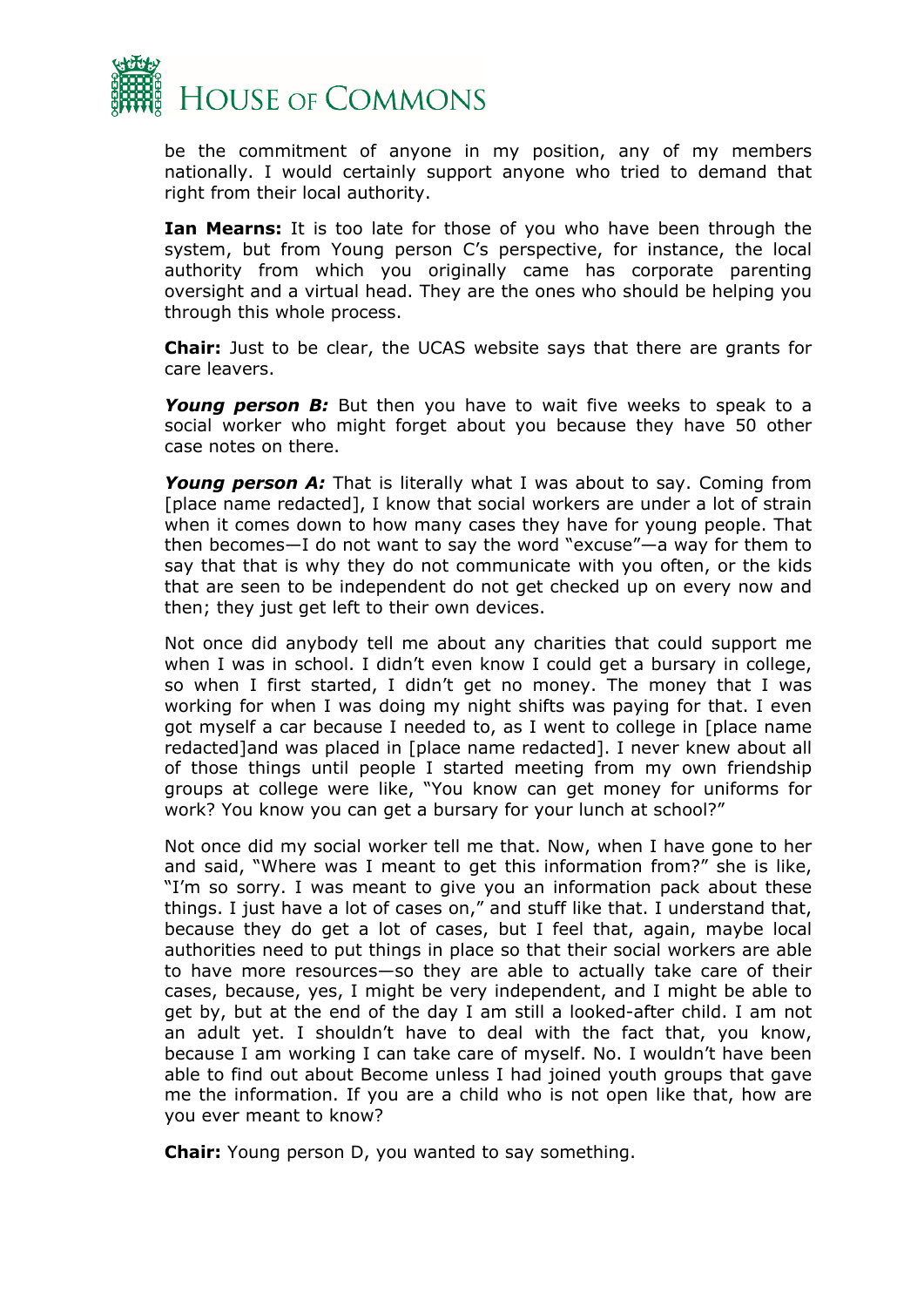be the commitment of anyone in my position, any of my members nationally. I would certainly support anyone who tried to demand that right from their local authority.

**Ian Mearns:** It is too late for those of you who have been through the system, but from Young person C's perspective, for instance, the local authority from which you originally came has corporate parenting oversight and a virtual head. They are the ones who should be helping you through this whole process.

**Chair:** Just to be clear, the UCAS website says that there are grants for care leavers.

***Young person B:*** But then you have to wait five weeks to speak to a social worker who might forget about you because they have 50 other case notes on there.

***Young person A:*** That is literally what I was about to say. Coming from [place name redacted], I know that social workers are under a lot of strain when it comes down to how many cases they have for young people. That then becomes—I do not want to say the word "excuse"—a way for them to say that that is why they do not communicate with you often, or the kids that are seen to be independent do not get checked up on every now and then; they just get left to their own devices.

Not once did anybody tell me about any charities that could support me when I was in school. I didn't even know I could get a bursary in college, so when I first started, I didn't get no money. The money that I was working for when I was doing my night shifts was paying for that. I even got myself a car because I needed to, as I went to college in [place name redacted]and was placed in [place name redacted]. I never knew about all of those things until people I started meeting from my own friendship groups at college were like, "You know can get money for uniforms for work? You know you can get a bursary for your lunch at school?"

Not once did my social worker tell me that. Now, when I have gone to her and said, "Where was I meant to get this information from?" she is like, "I'm so sorry. I was meant to give you an information pack about these things. I just have a lot of cases on," and stuff like that. I understand that, because they do get a lot of cases, but I feel that, again, maybe local authorities need to put things in place so that their social workers are able to have more resources—so they are able to actually take care of their cases, because, yes, I might be very independent, and I might be able to get by, but at the end of the day I am still a looked-after child. I am not an adult yet. I shouldn't have to deal with the fact that, you know, because I am working I can take care of myself. No. I wouldn't have been able to find out about Become unless I had joined youth groups that gave me the information. If you are a child who is not open like that, how are you ever meant to know?

**Chair:** Young person D, you wanted to say something.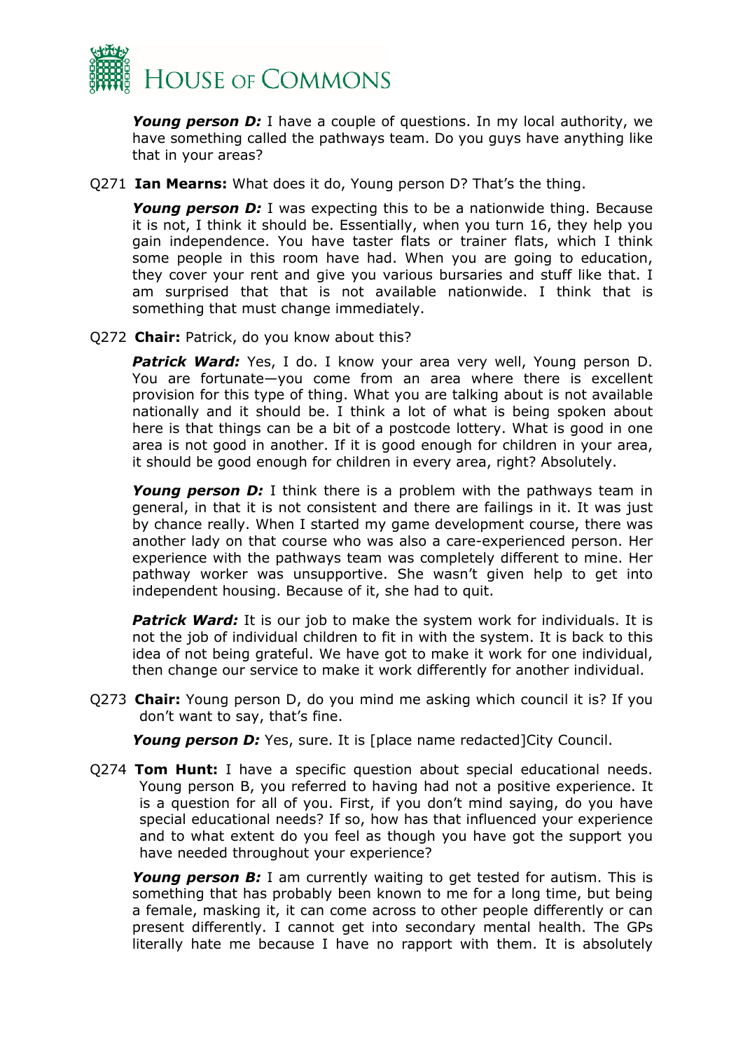***Young person D:*** I have a couple of questions. In my local authority, we have something called the pathways team. Do you guys have anything like that in your areas?

Q271 **Ian Mearns:** What does it do, Young person D? That's the thing.

***Young person D:*** I was expecting this to be a nationwide thing. Because it is not, I think it should be. Essentially, when you turn 16, they help you gain independence. You have taster flats or trainer flats, which I think some people in this room have had. When you are going to education, they cover your rent and give you various bursaries and stuff like that. I am surprised that that is not available nationwide. I think that is something that must change immediately.

Q272 **Chair:** Patrick, do you know about this?

***Patrick Ward:*** Yes, I do. I know your area very well, Young person D. You are fortunate—you come from an area where there is excellent provision for this type of thing. What you are talking about is not available nationally and it should be. I think a lot of what is being spoken about here is that things can be a bit of a postcode lottery. What is good in one area is not good in another. If it is good enough for children in your area, it should be good enough for children in every area, right? Absolutely.

***Young person D:*** I think there is a problem with the pathways team in general, in that it is not consistent and there are failings in it. It was just by chance really. When I started my game development course, there was another lady on that course who was also a care-experienced person. Her experience with the pathways team was completely different to mine. Her pathway worker was unsupportive. She wasn't given help to get into independent housing. Because of it, she had to quit.

***Patrick Ward:*** It is our job to make the system work for individuals. It is not the job of individual children to fit in with the system. It is back to this idea of not being grateful. We have got to make it work for one individual, then change our service to make it work differently for another individual.

Q273 **Chair:** Young person D, do you mind me asking which council it is? If you don't want to say, that's fine.

***Young person D:*** Yes, sure. It is [place name redacted]City Council.

Q274 **Tom Hunt:** I have a specific question about special educational needs. Young person B, you referred to having had not a positive experience. It is a question for all of you. First, if you don't mind saying, do you have special educational needs? If so, how has that influenced your experience and to what extent do you feel as though you have got the support you have needed throughout your experience?

***Young person B:*** I am currently waiting to get tested for autism. This is something that has probably been known to me for a long time, but being a female, masking it, it can come across to other people differently or can present differently. I cannot get into secondary mental health. The GPs literally hate me because I have no rapport with them. It is absolutely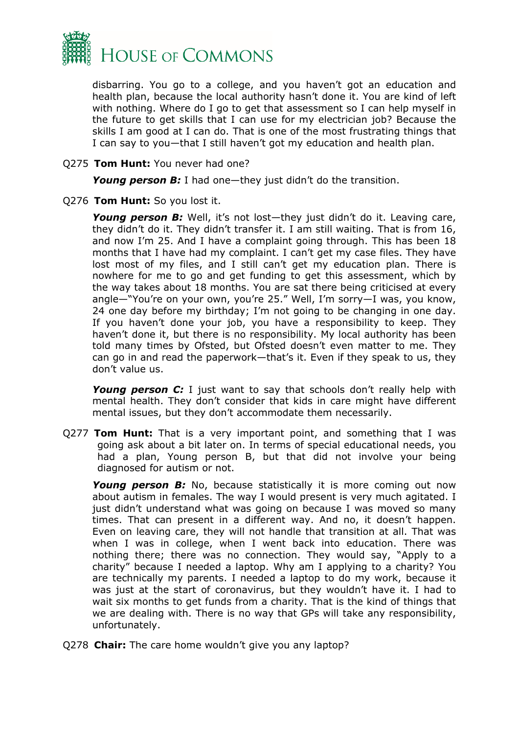disbarring. You go to a college, and you haven't got an education and health plan, because the local authority hasn't done it. You are kind of left with nothing. Where do I go to get that assessment so I can help myself in the future to get skills that I can use for my electrician job? Because the skills I am good at I can do. That is one of the most frustrating things that I can say to you—that I still haven't got my education and health plan.

Q275 **Tom Hunt:** You never had one?

***Young person B:*** I had one—they just didn't do the transition.

Q276 **Tom Hunt:** So you lost it.

***Young person B:*** Well, it's not lost—they just didn't do it. Leaving care, they didn't do it. They didn't transfer it. I am still waiting. That is from 16, and now I'm 25. And I have a complaint going through. This has been 18 months that I have had my complaint. I can't get my case files. They have lost most of my files, and I still can't get my education plan. There is nowhere for me to go and get funding to get this assessment, which by the way takes about 18 months. You are sat there being criticised at every angle—"You're on your own, you're 25." Well, I'm sorry—I was, you know, 24 one day before my birthday; I'm not going to be changing in one day. If you haven't done your job, you have a responsibility to keep. They haven't done it, but there is no responsibility. My local authority has been told many times by Ofsted, but Ofsted doesn't even matter to me. They can go in and read the paperwork—that's it. Even if they speak to us, they don't value us.

***Young person C:*** I just want to say that schools don't really help with mental health. They don't consider that kids in care might have different mental issues, but they don't accommodate them necessarily.

Q277 **Tom Hunt:** That is a very important point, and something that I was going ask about a bit later on. In terms of special educational needs, you had a plan, Young person B, but that did not involve your being diagnosed for autism or not.

***Young person B:*** No, because statistically it is more coming out now about autism in females. The way I would present is very much agitated. I just didn't understand what was going on because I was moved so many times. That can present in a different way. And no, it doesn't happen. Even on leaving care, they will not handle that transition at all. That was when I was in college, when I went back into education. There was nothing there; there was no connection. They would say, "Apply to a charity" because I needed a laptop. Why am I applying to a charity? You are technically my parents. I needed a laptop to do my work, because it was just at the start of coronavirus, but they wouldn't have it. I had to wait six months to get funds from a charity. That is the kind of things that we are dealing with. There is no way that GPs will take any responsibility, unfortunately.

Q278 **Chair:** The care home wouldn't give you any laptop?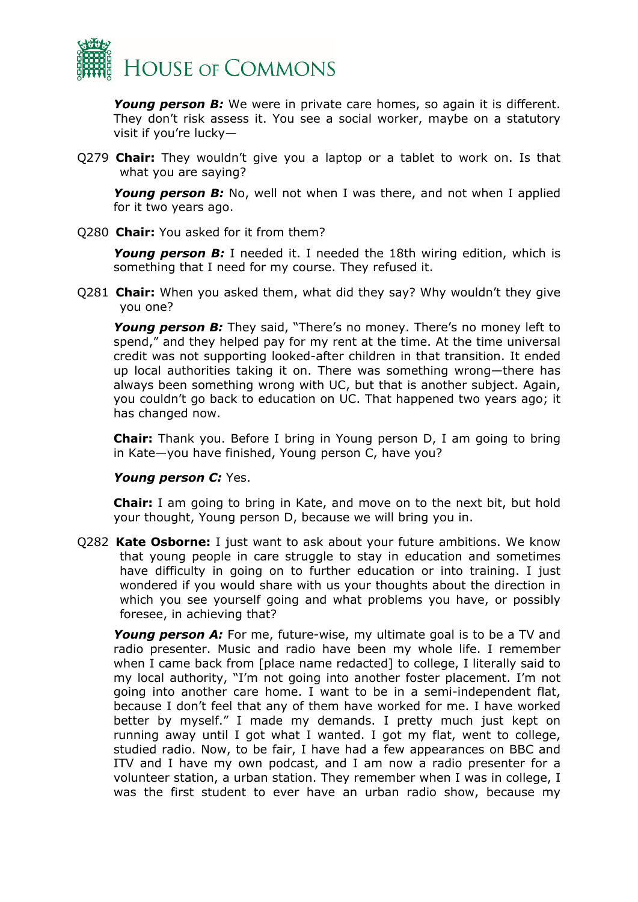***Young person B:*** We were in private care homes, so again it is different. They don't risk assess it. You see a social worker, maybe on a statutory visit if you're lucky—

Q279 **Chair:** They wouldn't give you a laptop or a tablet to work on. Is that what you are saying?

***Young person B:*** No, well not when I was there, and not when I applied for it two years ago.

Q280 **Chair:** You asked for it from them?

***Young person B:*** I needed it. I needed the 18th wiring edition, which is something that I need for my course. They refused it.

Q281 **Chair:** When you asked them, what did they say? Why wouldn't they give you one?

***Young person B:*** They said, "There's no money. There's no money left to spend," and they helped pay for my rent at the time. At the time universal credit was not supporting looked-after children in that transition. It ended up local authorities taking it on. There was something wrong—there has always been something wrong with UC, but that is another subject. Again, you couldn't go back to education on UC. That happened two years ago; it has changed now.

**Chair:** Thank you. Before I bring in Young person D, I am going to bring in Kate—you have finished, Young person C, have you?

***Young person C:*** Yes.

**Chair:** I am going to bring in Kate, and move on to the next bit, but hold your thought, Young person D, because we will bring you in.

Q282 **Kate Osborne:** I just want to ask about your future ambitions. We know that young people in care struggle to stay in education and sometimes have difficulty in going on to further education or into training. I just wondered if you would share with us your thoughts about the direction in which you see yourself going and what problems you have, or possibly foresee, in achieving that?

***Young person A:*** For me, future-wise, my ultimate goal is to be a TV and radio presenter. Music and radio have been my whole life. I remember when I came back from [place name redacted] to college, I literally said to my local authority, "I'm not going into another foster placement. I'm not going into another care home. I want to be in a semi-independent flat, because I don't feel that any of them have worked for me. I have worked better by myself." I made my demands. I pretty much just kept on running away until I got what I wanted. I got my flat, went to college, studied radio. Now, to be fair, I have had a few appearances on BBC and ITV and I have my own podcast, and I am now a radio presenter for a volunteer station, a urban station. They remember when I was in college, I was the first student to ever have an urban radio show, because my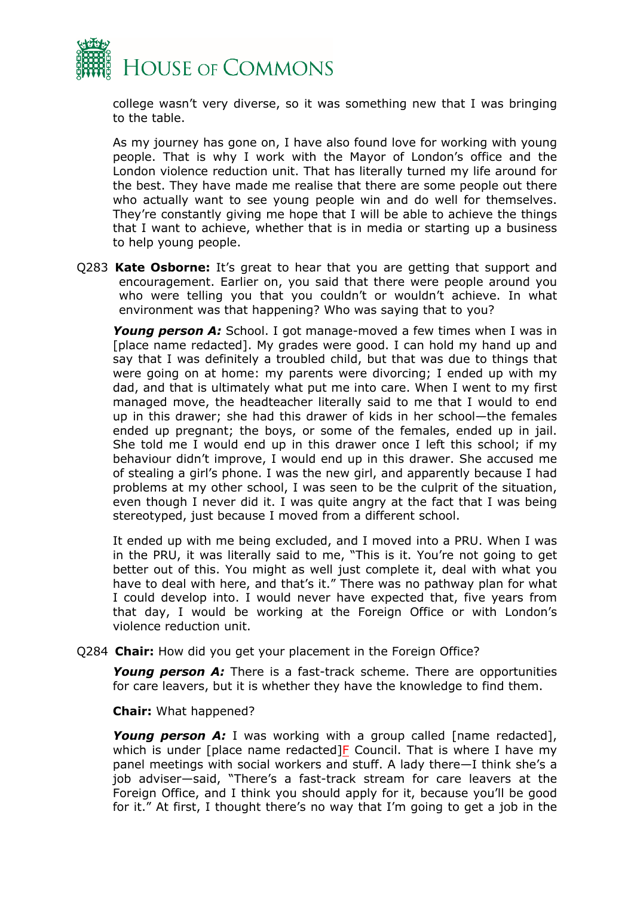college wasn't very diverse, so it was something new that I was bringing to the table.

As my journey has gone on, I have also found love for working with young people. That is why I work with the Mayor of London's office and the London violence reduction unit. That has literally turned my life around for the best. They have made me realise that there are some people out there who actually want to see young people win and do well for themselves. They're constantly giving me hope that I will be able to achieve the things that I want to achieve, whether that is in media or starting up a business to help young people.

Q283 **Kate Osborne:** It's great to hear that you are getting that support and encouragement. Earlier on, you said that there were people around you who were telling you that you couldn't or wouldn't achieve. In what environment was that happening? Who was saying that to you?

***Young person A:*** School. I got manage-moved a few times when I was in [place name redacted]. My grades were good. I can hold my hand up and say that I was definitely a troubled child, but that was due to things that were going on at home: my parents were divorcing; I ended up with my dad, and that is ultimately what put me into care. When I went to my first managed move, the headteacher literally said to me that I would to end up in this drawer; she had this drawer of kids in her school—the females ended up pregnant; the boys, or some of the females, ended up in jail. She told me I would end up in this drawer once I left this school; if my behaviour didn't improve, I would end up in this drawer. She accused me of stealing a girl's phone. I was the new girl, and apparently because I had problems at my other school, I was seen to be the culprit of the situation, even though I never did it. I was quite angry at the fact that I was being stereotyped, just because I moved from a different school.

It ended up with me being excluded, and I moved into a PRU. When I was in the PRU, it was literally said to me, "This is it. You're not going to get better out of this. You might as well just complete it, deal with what you have to deal with here, and that's it." There was no pathway plan for what I could develop into. I would never have expected that, five years from that day, I would be working at the Foreign Office or with London's violence reduction unit.

Q284 **Chair:** How did you get your placement in the Foreign Office?

***Young person A:*** There is a fast-track scheme. There are opportunities for care leavers, but it is whether they have the knowledge to find them.

**Chair:** What happened?

***Young person A:*** I was working with a group called [name redacted], which is under [place name redacted]F Council. That is where I have my panel meetings with social workers and stuff. A lady there—I think she's a job adviser—said, "There's a fast-track stream for care leavers at the Foreign Office, and I think you should apply for it, because you'll be good for it." At first, I thought there's no way that I'm going to get a job in the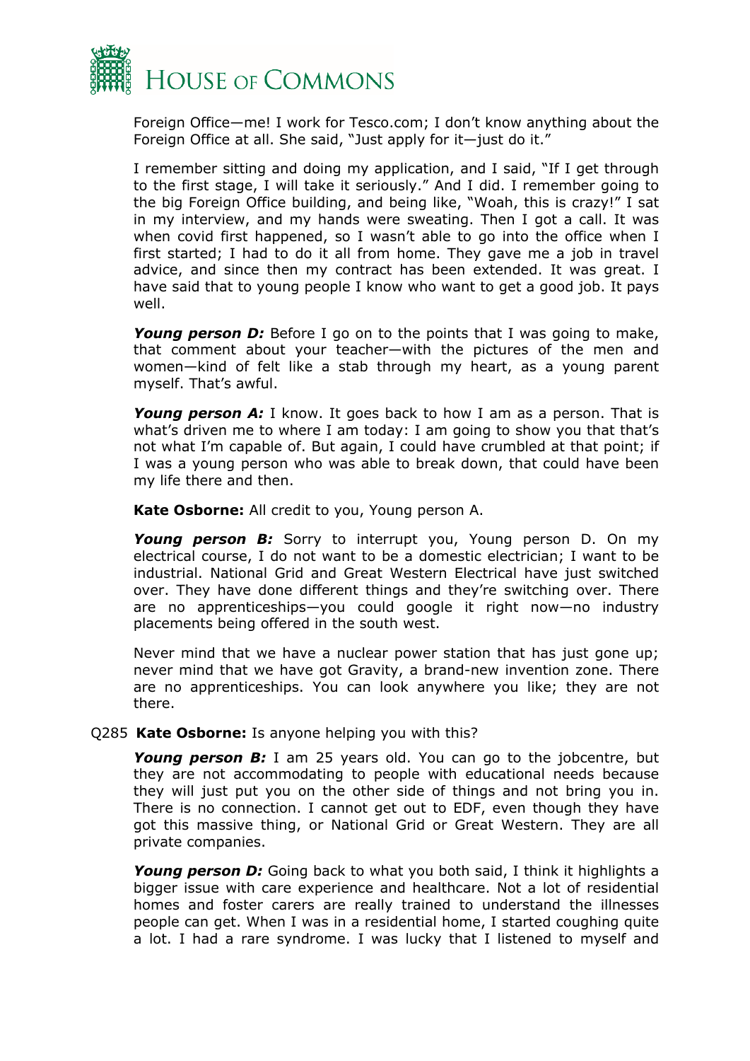Foreign Office—me! I work for Tesco.com; I don't know anything about the Foreign Office at all. She said, "Just apply for it—just do it."

I remember sitting and doing my application, and I said, "If I get through to the first stage, I will take it seriously." And I did. I remember going to the big Foreign Office building, and being like, "Woah, this is crazy!" I sat in my interview, and my hands were sweating. Then I got a call. It was when covid first happened, so I wasn't able to go into the office when I first started; I had to do it all from home. They gave me a job in travel advice, and since then my contract has been extended. It was great. I have said that to young people I know who want to get a good job. It pays well.

***Young person D:*** Before I go on to the points that I was going to make, that comment about your teacher—with the pictures of the men and women—kind of felt like a stab through my heart, as a young parent myself. That's awful.

***Young person A:*** I know. It goes back to how I am as a person. That is what's driven me to where I am today: I am going to show you that that's not what I'm capable of. But again, I could have crumbled at that point; if I was a young person who was able to break down, that could have been my life there and then.

**Kate Osborne:** All credit to you, Young person A.

***Young person B:*** Sorry to interrupt you, Young person D. On my electrical course, I do not want to be a domestic electrician; I want to be industrial. National Grid and Great Western Electrical have just switched over. They have done different things and they're switching over. There are no apprenticeships—you could google it right now—no industry placements being offered in the south west.

Never mind that we have a nuclear power station that has just gone up; never mind that we have got Gravity, a brand-new invention zone. There are no apprenticeships. You can look anywhere you like; they are not there.

Q285 **Kate Osborne:** Is anyone helping you with this?

***Young person B:*** I am 25 years old. You can go to the jobcentre, but they are not accommodating to people with educational needs because they will just put you on the other side of things and not bring you in. There is no connection. I cannot get out to EDF, even though they have got this massive thing, or National Grid or Great Western. They are all private companies.

***Young person D:*** Going back to what you both said, I think it highlights a bigger issue with care experience and healthcare. Not a lot of residential homes and foster carers are really trained to understand the illnesses people can get. When I was in a residential home, I started coughing quite a lot. I had a rare syndrome. I was lucky that I listened to myself and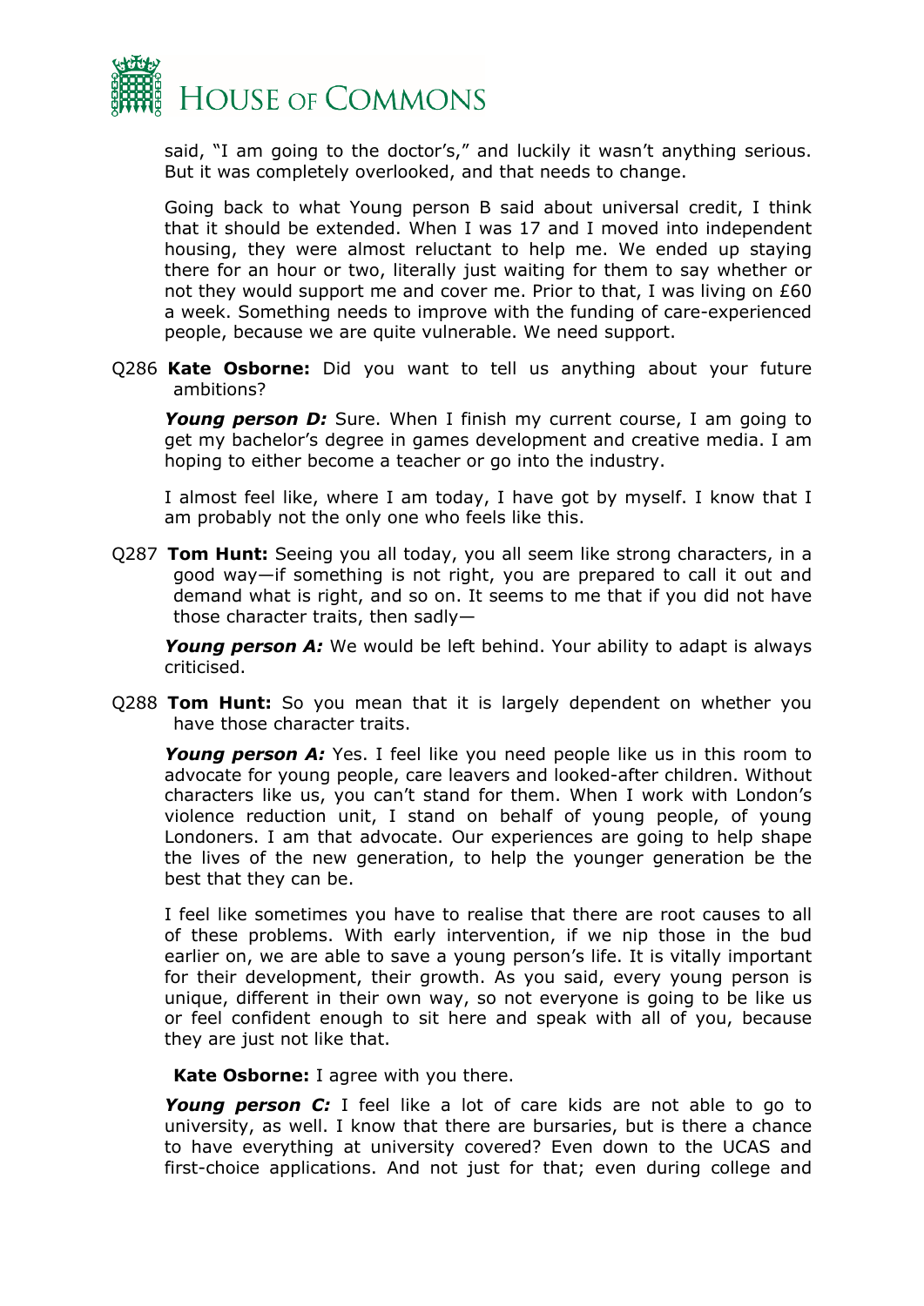said, "I am going to the doctor's," and luckily it wasn't anything serious. But it was completely overlooked, and that needs to change.

Going back to what Young person B said about universal credit, I think that it should be extended. When I was 17 and I moved into independent housing, they were almost reluctant to help me. We ended up staying there for an hour or two, literally just waiting for them to say whether or not they would support me and cover me. Prior to that, I was living on £60 a week. Something needs to improve with the funding of care-experienced people, because we are quite vulnerable. We need support.

Q286 **Kate Osborne:** Did you want to tell us anything about your future ambitions?

***Young person D:*** Sure. When I finish my current course, I am going to get my bachelor's degree in games development and creative media. I am hoping to either become a teacher or go into the industry.

I almost feel like, where I am today, I have got by myself. I know that I am probably not the only one who feels like this.

Q287 **Tom Hunt:** Seeing you all today, you all seem like strong characters, in a good way—if something is not right, you are prepared to call it out and demand what is right, and so on. It seems to me that if you did not have those character traits, then sadly—

***Young person A:*** We would be left behind. Your ability to adapt is always criticised.

Q288 **Tom Hunt:** So you mean that it is largely dependent on whether you have those character traits.

***Young person A:*** Yes. I feel like you need people like us in this room to advocate for young people, care leavers and looked-after children. Without characters like us, you can't stand for them. When I work with London's violence reduction unit, I stand on behalf of young people, of young Londoners. I am that advocate. Our experiences are going to help shape the lives of the new generation, to help the younger generation be the best that they can be.

I feel like sometimes you have to realise that there are root causes to all of these problems. With early intervention, if we nip those in the bud earlier on, we are able to save a young person's life. It is vitally important for their development, their growth. As you said, every young person is unique, different in their own way, so not everyone is going to be like us or feel confident enough to sit here and speak with all of you, because they are just not like that.

**Kate Osborne:** I agree with you there.

***Young person C:*** I feel like a lot of care kids are not able to go to university, as well. I know that there are bursaries, but is there a chance to have everything at university covered? Even down to the UCAS and first-choice applications. And not just for that; even during college and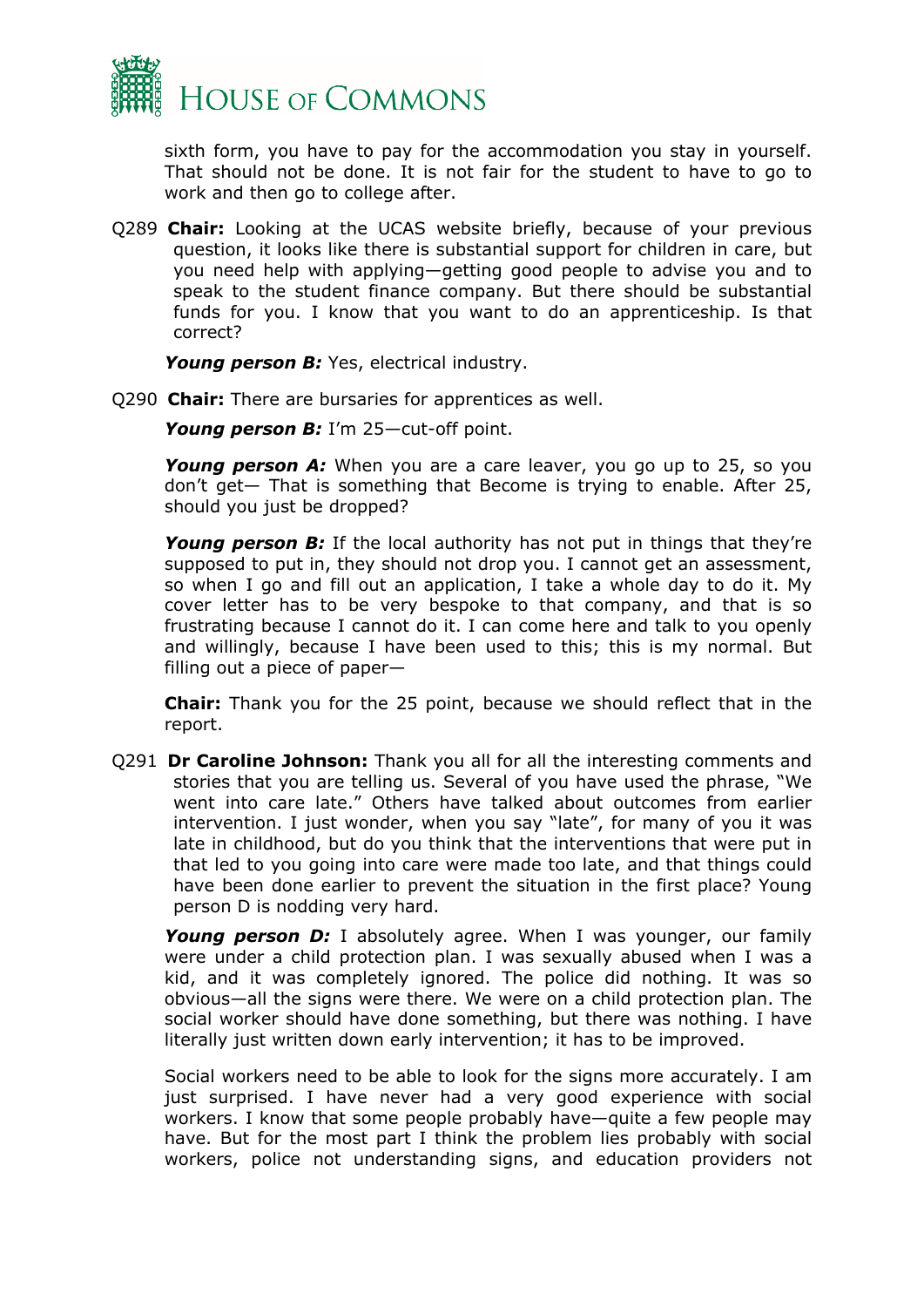sixth form, you have to pay for the accommodation you stay in yourself. That should not be done. It is not fair for the student to have to go to work and then go to college after.

Q289 **Chair:** Looking at the UCAS website briefly, because of your previous question, it looks like there is substantial support for children in care, but you need help with applying—getting good people to advise you and to speak to the student finance company. But there should be substantial funds for you. I know that you want to do an apprenticeship. Is that correct?

***Young person B:*** Yes, electrical industry.

Q290 **Chair:** There are bursaries for apprentices as well.

***Young person B:*** I'm 25—cut-off point.

***Young person A:*** When you are a care leaver, you go up to 25, so you don't get— That is something that Become is trying to enable. After 25, should you just be dropped?

***Young person B:*** If the local authority has not put in things that they're supposed to put in, they should not drop you. I cannot get an assessment, so when I go and fill out an application, I take a whole day to do it. My cover letter has to be very bespoke to that company, and that is so frustrating because I cannot do it. I can come here and talk to you openly and willingly, because I have been used to this; this is my normal. But filling out a piece of paper—

**Chair:** Thank you for the 25 point, because we should reflect that in the report.

Q291 **Dr Caroline Johnson:** Thank you all for all the interesting comments and stories that you are telling us. Several of you have used the phrase, "We went into care late." Others have talked about outcomes from earlier intervention. I just wonder, when you say "late", for many of you it was late in childhood, but do you think that the interventions that were put in that led to you going into care were made too late, and that things could have been done earlier to prevent the situation in the first place? Young person D is nodding very hard.

***Young person D:*** I absolutely agree. When I was younger, our family were under a child protection plan. I was sexually abused when I was a kid, and it was completely ignored. The police did nothing. It was so obvious—all the signs were there. We were on a child protection plan. The social worker should have done something, but there was nothing. I have literally just written down early intervention; it has to be improved.

Social workers need to be able to look for the signs more accurately. I am just surprised. I have never had a very good experience with social workers. I know that some people probably have—quite a few people may have. But for the most part I think the problem lies probably with social workers, police not understanding signs, and education providers not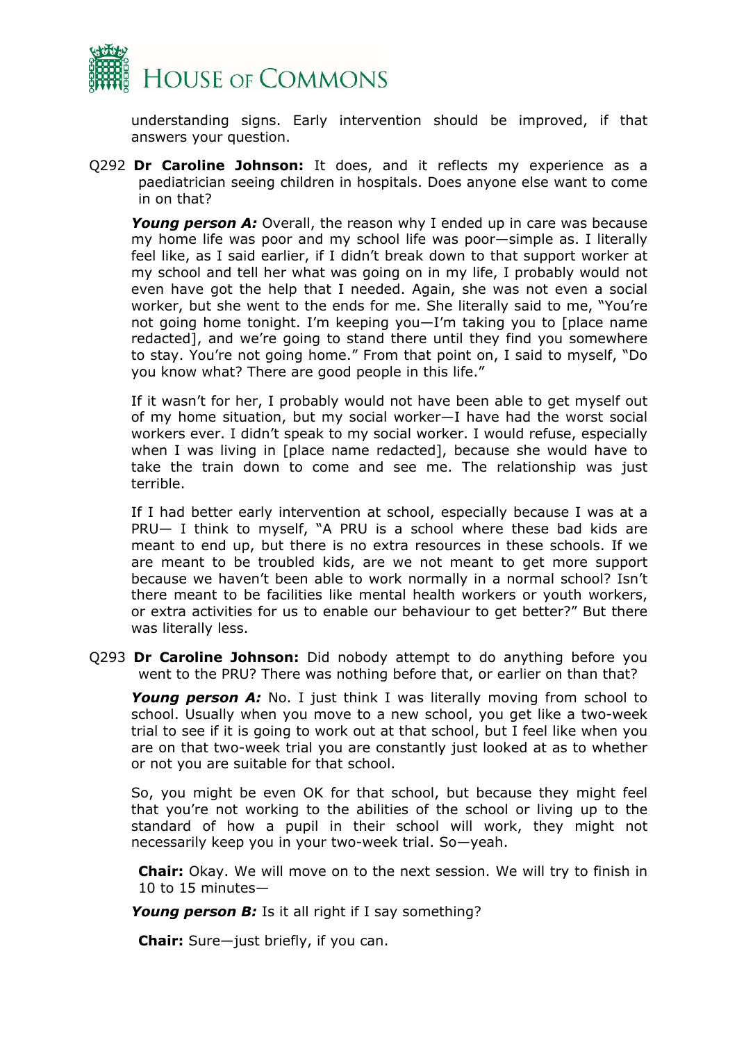understanding signs. Early intervention should be improved, if that answers your question.

Q292 **Dr Caroline Johnson:** It does, and it reflects my experience as a paediatrician seeing children in hospitals. Does anyone else want to come in on that?

***Young person A:*** Overall, the reason why I ended up in care was because my home life was poor and my school life was poor—simple as. I literally feel like, as I said earlier, if I didn't break down to that support worker at my school and tell her what was going on in my life, I probably would not even have got the help that I needed. Again, she was not even a social worker, but she went to the ends for me. She literally said to me, "You're not going home tonight. I'm keeping you—I'm taking you to [place name redacted], and we're going to stand there until they find you somewhere to stay. You're not going home." From that point on, I said to myself, "Do you know what? There are good people in this life."

If it wasn't for her, I probably would not have been able to get myself out of my home situation, but my social worker—I have had the worst social workers ever. I didn't speak to my social worker. I would refuse, especially when I was living in [place name redacted], because she would have to take the train down to come and see me. The relationship was just terrible.

If I had better early intervention at school, especially because I was at a PRU— I think to myself, "A PRU is a school where these bad kids are meant to end up, but there is no extra resources in these schools. If we are meant to be troubled kids, are we not meant to get more support because we haven't been able to work normally in a normal school? Isn't there meant to be facilities like mental health workers or youth workers, or extra activities for us to enable our behaviour to get better?" But there was literally less.

Q293 **Dr Caroline Johnson:** Did nobody attempt to do anything before you went to the PRU? There was nothing before that, or earlier on than that?

***Young person A:*** No. I just think I was literally moving from school to school. Usually when you move to a new school, you get like a two-week trial to see if it is going to work out at that school, but I feel like when you are on that two-week trial you are constantly just looked at as to whether or not you are suitable for that school.

So, you might be even OK for that school, but because they might feel that you're not working to the abilities of the school or living up to the standard of how a pupil in their school will work, they might not necessarily keep you in your two-week trial. So—yeah.

**Chair:** Okay. We will move on to the next session. We will try to finish in 10 to 15 minutes—

***Young person B:*** Is it all right if I say something?

**Chair:** Sure—just briefly, if you can.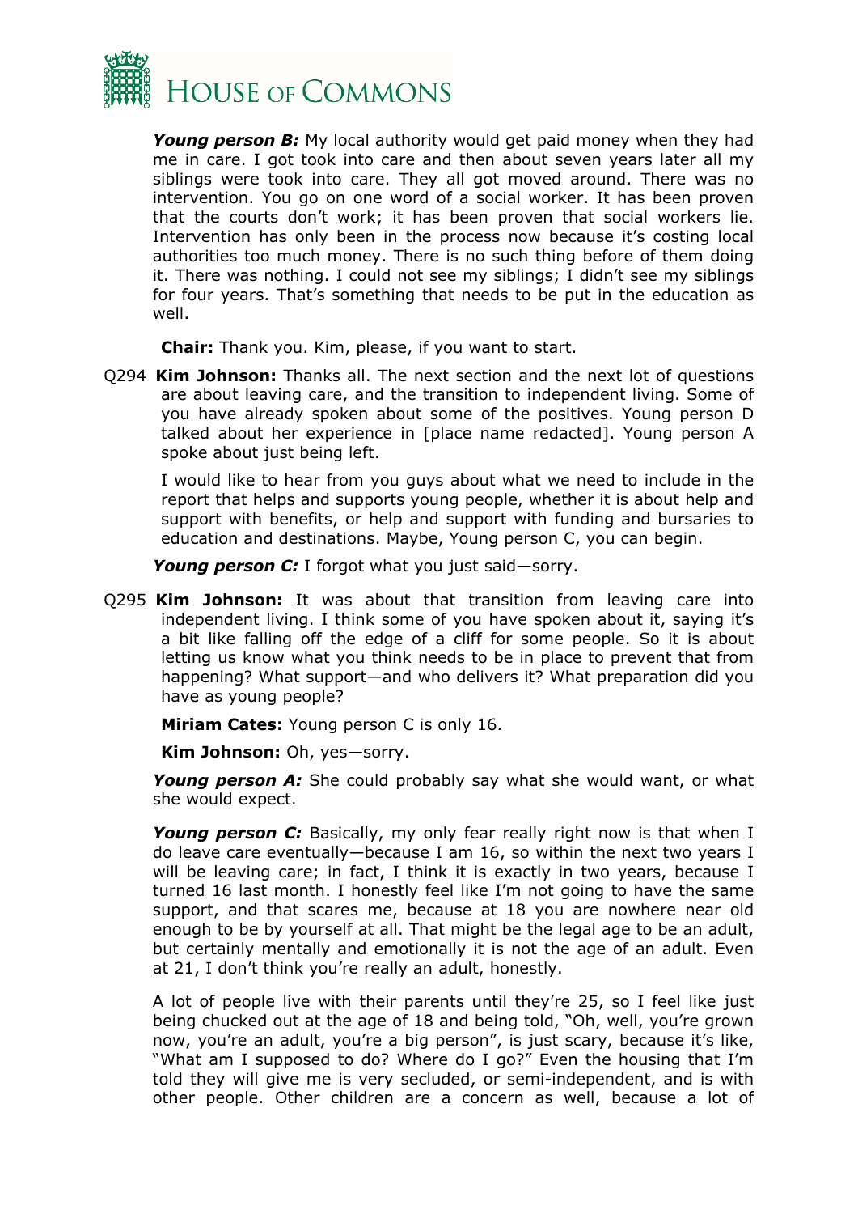***Young person B:*** My local authority would get paid money when they had me in care. I got took into care and then about seven years later all my siblings were took into care. They all got moved around. There was no intervention. You go on one word of a social worker. It has been proven that the courts don't work; it has been proven that social workers lie. Intervention has only been in the process now because it's costing local authorities too much money. There is no such thing before of them doing it. There was nothing. I could not see my siblings; I didn't see my siblings for four years. That's something that needs to be put in the education as well.

**Chair:** Thank you. Kim, please, if you want to start.

Q294 **Kim Johnson:** Thanks all. The next section and the next lot of questions are about leaving care, and the transition to independent living. Some of you have already spoken about some of the positives. Young person D talked about her experience in [place name redacted]. Young person A spoke about just being left.

I would like to hear from you guys about what we need to include in the report that helps and supports young people, whether it is about help and support with benefits, or help and support with funding and bursaries to education and destinations. Maybe, Young person C, you can begin.

***Young person C:*** I forgot what you just said—sorry.

Q295 **Kim Johnson:** It was about that transition from leaving care into independent living. I think some of you have spoken about it, saying it's a bit like falling off the edge of a cliff for some people. So it is about letting us know what you think needs to be in place to prevent that from happening? What support—and who delivers it? What preparation did you have as young people?

**Miriam Cates:** Young person C is only 16.

**Kim Johnson:** Oh, yes—sorry.

***Young person A:*** She could probably say what she would want, or what she would expect.

***Young person C:*** Basically, my only fear really right now is that when I do leave care eventually—because I am 16, so within the next two years I will be leaving care; in fact, I think it is exactly in two years, because I turned 16 last month. I honestly feel like I'm not going to have the same support, and that scares me, because at 18 you are nowhere near old enough to be by yourself at all. That might be the legal age to be an adult, but certainly mentally and emotionally it is not the age of an adult. Even at 21, I don't think you're really an adult, honestly.

A lot of people live with their parents until they're 25, so I feel like just being chucked out at the age of 18 and being told, "Oh, well, you're grown now, you're an adult, you're a big person", is just scary, because it's like, "What am I supposed to do? Where do I go?" Even the housing that I'm told they will give me is very secluded, or semi-independent, and is with other people. Other children are a concern as well, because a lot of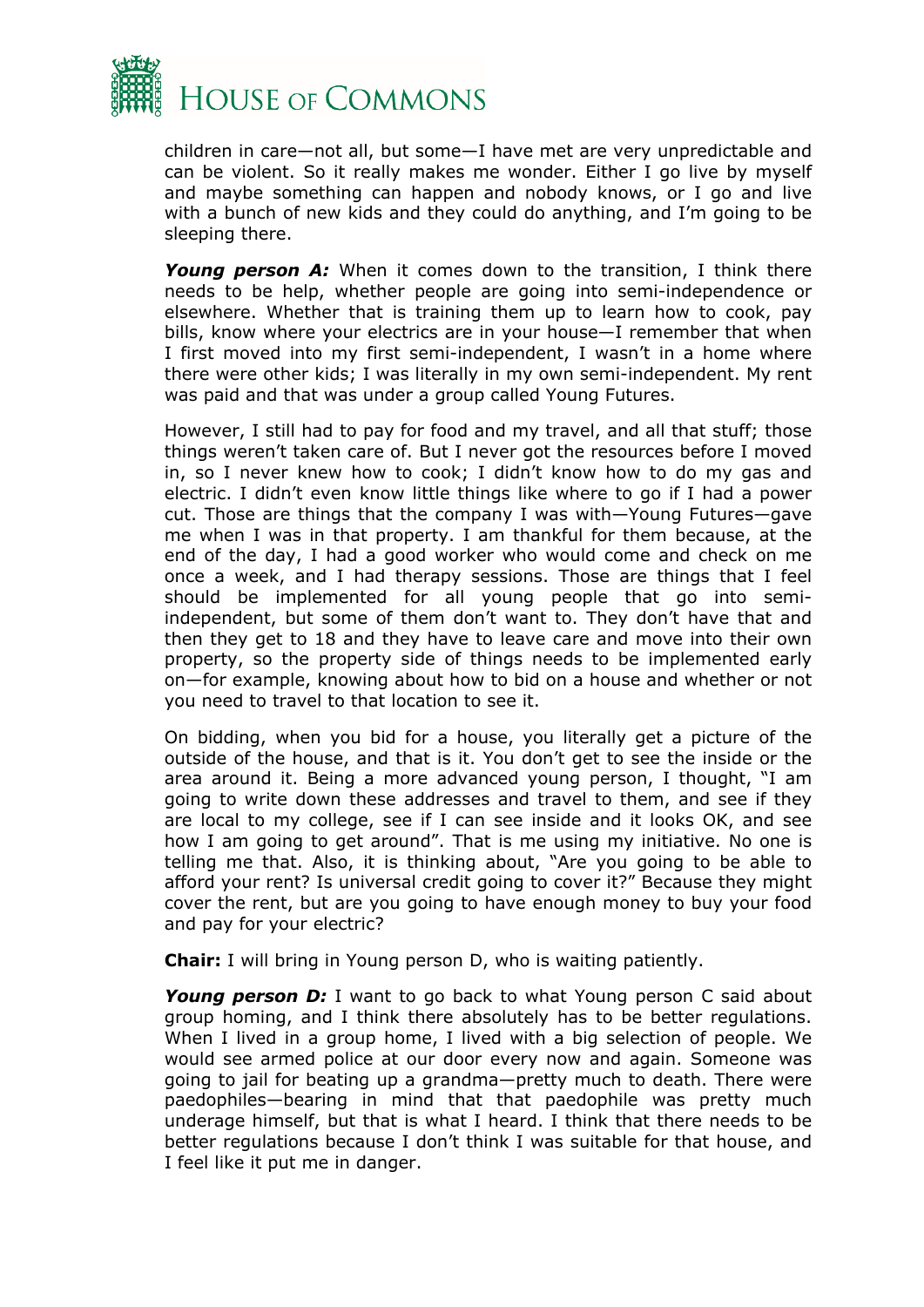children in care—not all, but some—I have met are very unpredictable and can be violent. So it really makes me wonder. Either I go live by myself and maybe something can happen and nobody knows, or I go and live with a bunch of new kids and they could do anything, and I'm going to be sleeping there.

***Young person A:*** When it comes down to the transition, I think there needs to be help, whether people are going into semi-independence or elsewhere. Whether that is training them up to learn how to cook, pay bills, know where your electrics are in your house—I remember that when I first moved into my first semi-independent, I wasn't in a home where there were other kids; I was literally in my own semi-independent. My rent was paid and that was under a group called Young Futures.

However, I still had to pay for food and my travel, and all that stuff; those things weren't taken care of. But I never got the resources before I moved in, so I never knew how to cook; I didn't know how to do my gas and electric. I didn't even know little things like where to go if I had a power cut. Those are things that the company I was with—Young Futures—gave me when I was in that property. I am thankful for them because, at the end of the day, I had a good worker who would come and check on me once a week, and I had therapy sessions. Those are things that I feel should be implemented for all young people that go into semi-independent, but some of them don't want to. They don't have that and then they get to 18 and they have to leave care and move into their own property, so the property side of things needs to be implemented early on—for example, knowing about how to bid on a house and whether or not you need to travel to that location to see it.

On bidding, when you bid for a house, you literally get a picture of the outside of the house, and that is it. You don't get to see the inside or the area around it. Being a more advanced young person, I thought, "I am going to write down these addresses and travel to them, and see if they are local to my college, see if I can see inside and it looks OK, and see how I am going to get around". That is me using my initiative. No one is telling me that. Also, it is thinking about, "Are you going to be able to afford your rent? Is universal credit going to cover it?" Because they might cover the rent, but are you going to have enough money to buy your food and pay for your electric?

**Chair:** I will bring in Young person D, who is waiting patiently.

***Young person D:*** I want to go back to what Young person C said about group homing, and I think there absolutely has to be better regulations. When I lived in a group home, I lived with a big selection of people. We would see armed police at our door every now and again. Someone was going to jail for beating up a grandma—pretty much to death. There were paedophiles—bearing in mind that that paedophile was pretty much underage himself, but that is what I heard. I think that there needs to be better regulations because I don't think I was suitable for that house, and I feel like it put me in danger.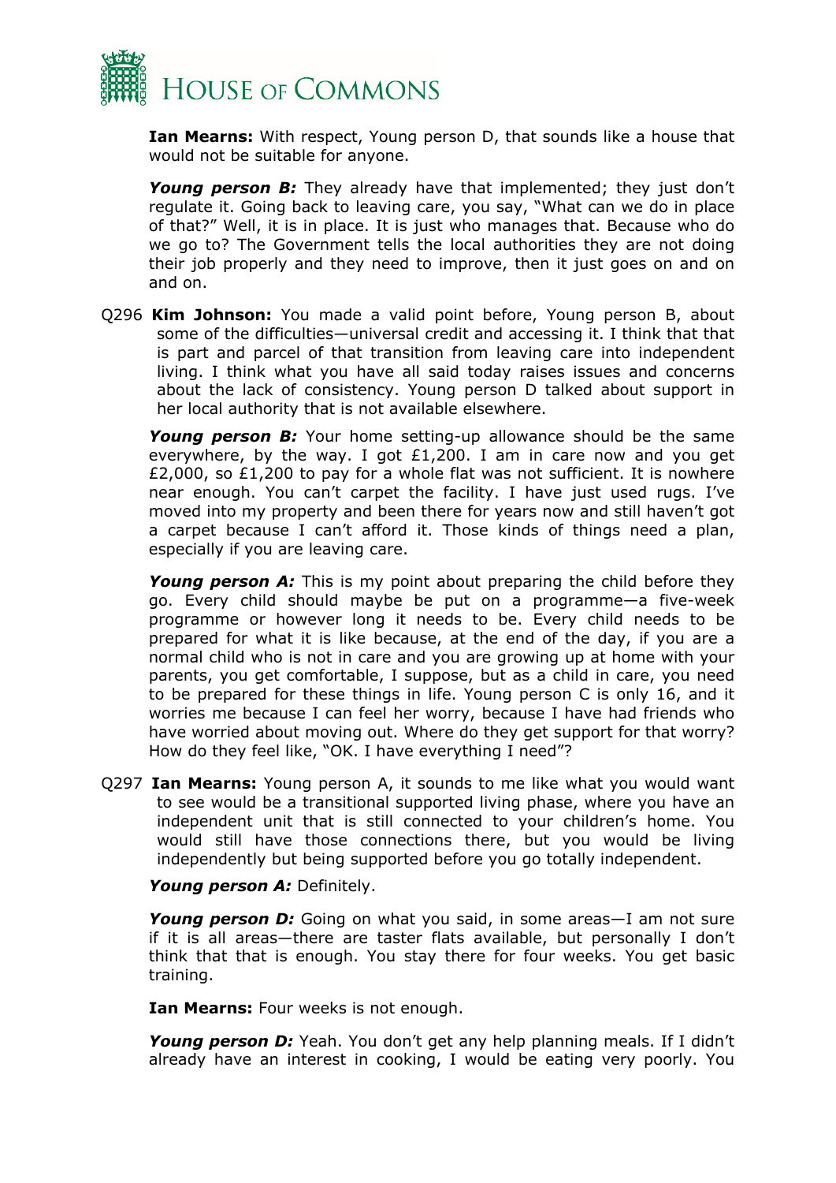**Ian Mearns:** With respect, Young person D, that sounds like a house that would not be suitable for anyone.

***Young person B:*** They already have that implemented; they just don't regulate it. Going back to leaving care, you say, "What can we do in place of that?" Well, it is in place. It is just who manages that. Because who do we go to? The Government tells the local authorities they are not doing their job properly and they need to improve, then it just goes on and on and on.

Q296 **Kim Johnson:** You made a valid point before, Young person B, about some of the difficulties—universal credit and accessing it. I think that that is part and parcel of that transition from leaving care into independent living. I think what you have all said today raises issues and concerns about the lack of consistency. Young person D talked about support in her local authority that is not available elsewhere.

***Young person B:*** Your home setting-up allowance should be the same everywhere, by the way. I got £1,200. I am in care now and you get £2,000, so £1,200 to pay for a whole flat was not sufficient. It is nowhere near enough. You can't carpet the facility. I have just used rugs. I've moved into my property and been there for years now and still haven't got a carpet because I can't afford it. Those kinds of things need a plan, especially if you are leaving care.

***Young person A:*** This is my point about preparing the child before they go. Every child should maybe be put on a programme—a five-week programme or however long it needs to be. Every child needs to be prepared for what it is like because, at the end of the day, if you are a normal child who is not in care and you are growing up at home with your parents, you get comfortable, I suppose, but as a child in care, you need to be prepared for these things in life. Young person C is only 16, and it worries me because I can feel her worry, because I have had friends who have worried about moving out. Where do they get support for that worry? How do they feel like, "OK. I have everything I need"?

Q297 **Ian Mearns:** Young person A, it sounds to me like what you would want to see would be a transitional supported living phase, where you have an independent unit that is still connected to your children's home. You would still have those connections there, but you would be living independently but being supported before you go totally independent.

***Young person A:*** Definitely.

***Young person D:*** Going on what you said, in some areas—I am not sure if it is all areas—there are taster flats available, but personally I don't think that that is enough. You stay there for four weeks. You get basic training.

**Ian Mearns:** Four weeks is not enough.

***Young person D:*** Yeah. You don't get any help planning meals. If I didn't already have an interest in cooking, I would be eating very poorly. You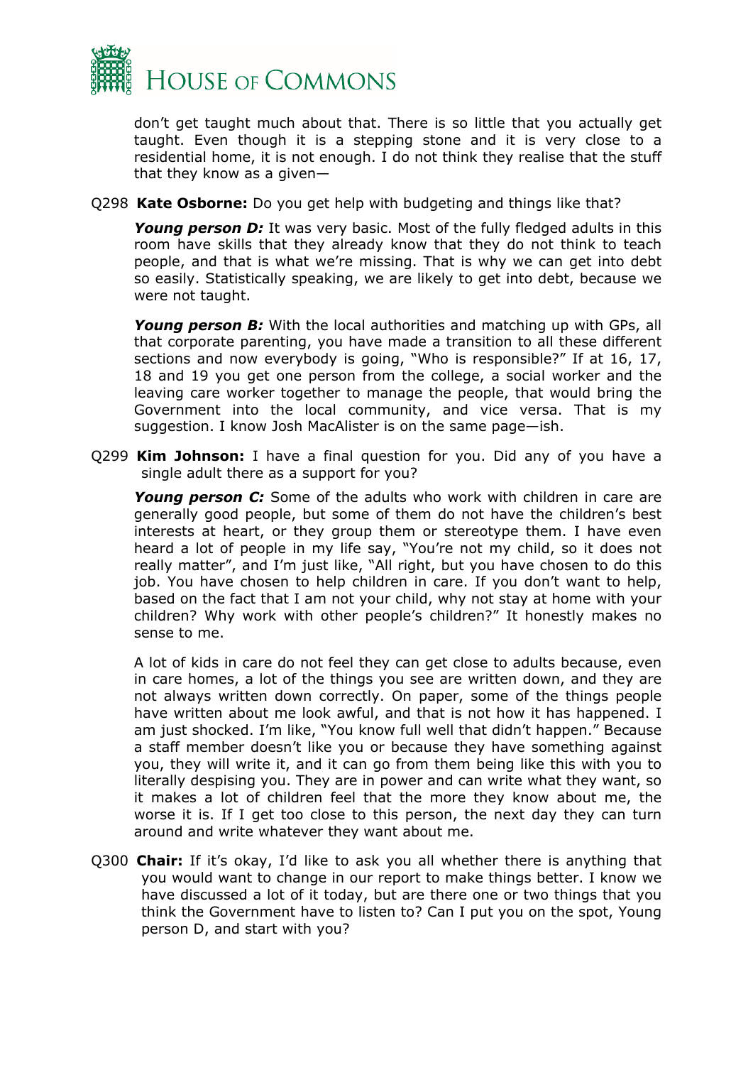don't get taught much about that. There is so little that you actually get taught. Even though it is a stepping stone and it is very close to a residential home, it is not enough. I do not think they realise that the stuff that they know as a given—

Q298 **Kate Osborne:** Do you get help with budgeting and things like that?

***Young person D:*** It was very basic. Most of the fully fledged adults in this room have skills that they already know that they do not think to teach people, and that is what we're missing. That is why we can get into debt so easily. Statistically speaking, we are likely to get into debt, because we were not taught.

***Young person B:*** With the local authorities and matching up with GPs, all that corporate parenting, you have made a transition to all these different sections and now everybody is going, "Who is responsible?" If at 16, 17, 18 and 19 you get one person from the college, a social worker and the leaving care worker together to manage the people, that would bring the Government into the local community, and vice versa. That is my suggestion. I know Josh MacAlister is on the same page—ish.

Q299 **Kim Johnson:** I have a final question for you. Did any of you have a single adult there as a support for you?

***Young person C:*** Some of the adults who work with children in care are generally good people, but some of them do not have the children's best interests at heart, or they group them or stereotype them. I have even heard a lot of people in my life say, "You're not my child, so it does not really matter", and I'm just like, "All right, but you have chosen to do this job. You have chosen to help children in care. If you don't want to help, based on the fact that I am not your child, why not stay at home with your children? Why work with other people's children?" It honestly makes no sense to me.

A lot of kids in care do not feel they can get close to adults because, even in care homes, a lot of the things you see are written down, and they are not always written down correctly. On paper, some of the things people have written about me look awful, and that is not how it has happened. I am just shocked. I'm like, "You know full well that didn't happen." Because a staff member doesn't like you or because they have something against you, they will write it, and it can go from them being like this with you to literally despising you. They are in power and can write what they want, so it makes a lot of children feel that the more they know about me, the worse it is. If I get too close to this person, the next day they can turn around and write whatever they want about me.

Q300 **Chair:** If it's okay, I'd like to ask you all whether there is anything that you would want to change in our report to make things better. I know we have discussed a lot of it today, but are there one or two things that you think the Government have to listen to? Can I put you on the spot, Young person D, and start with you?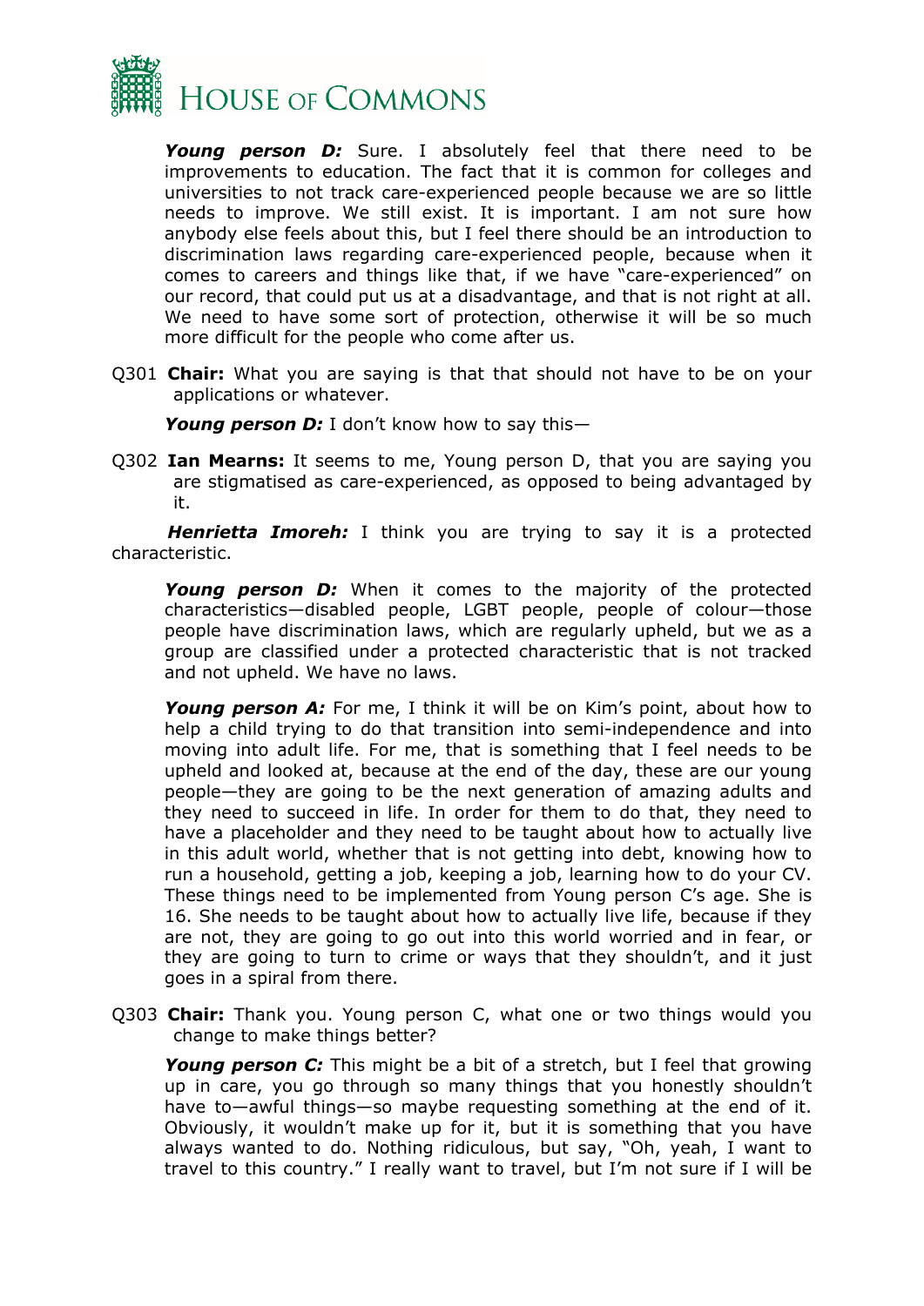***Young person D:*** Sure. I absolutely feel that there need to be improvements to education. The fact that it is common for colleges and universities to not track care-experienced people because we are so little needs to improve. We still exist. It is important. I am not sure how anybody else feels about this, but I feel there should be an introduction to discrimination laws regarding care-experienced people, because when it comes to careers and things like that, if we have "care-experienced" on our record, that could put us at a disadvantage, and that is not right at all. We need to have some sort of protection, otherwise it will be so much more difficult for the people who come after us.

Q301 **Chair:** What you are saying is that that should not have to be on your applications or whatever.

***Young person D:*** I don't know how to say this—

Q302 **Ian Mearns:** It seems to me, Young person D, that you are saying you are stigmatised as care-experienced, as opposed to being advantaged by it.

***Henrietta Imoreh:*** I think you are trying to say it is a protected characteristic.

***Young person D:*** When it comes to the majority of the protected characteristics—disabled people, LGBT people, people of colour—those people have discrimination laws, which are regularly upheld, but we as a group are classified under a protected characteristic that is not tracked and not upheld. We have no laws.

***Young person A:*** For me, I think it will be on Kim's point, about how to help a child trying to do that transition into semi-independence and into moving into adult life. For me, that is something that I feel needs to be upheld and looked at, because at the end of the day, these are our young people—they are going to be the next generation of amazing adults and they need to succeed in life. In order for them to do that, they need to have a placeholder and they need to be taught about how to actually live in this adult world, whether that is not getting into debt, knowing how to run a household, getting a job, keeping a job, learning how to do your CV. These things need to be implemented from Young person C's age. She is 16. She needs to be taught about how to actually live life, because if they are not, they are going to go out into this world worried and in fear, or they are going to turn to crime or ways that they shouldn't, and it just goes in a spiral from there.

Q303 **Chair:** Thank you. Young person C, what one or two things would you change to make things better?

***Young person C:*** This might be a bit of a stretch, but I feel that growing up in care, you go through so many things that you honestly shouldn't have to—awful things—so maybe requesting something at the end of it. Obviously, it wouldn't make up for it, but it is something that you have always wanted to do. Nothing ridiculous, but say, "Oh, yeah, I want to travel to this country." I really want to travel, but I'm not sure if I will be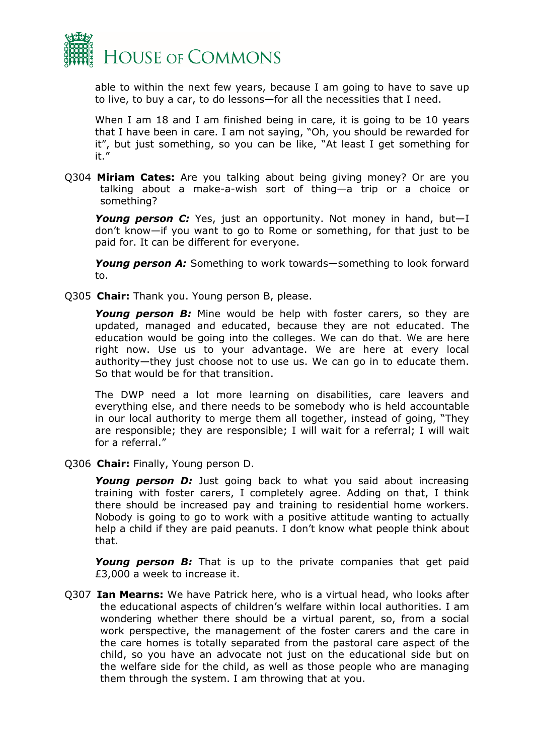able to within the next few years, because I am going to have to save up to live, to buy a car, to do lessons—for all the necessities that I need.

When I am 18 and I am finished being in care, it is going to be 10 years that I have been in care. I am not saying, "Oh, you should be rewarded for it", but just something, so you can be like, "At least I get something for it."

Q304 **Miriam Cates:** Are you talking about being giving money? Or are you talking about a make-a-wish sort of thing—a trip or a choice or something?

***Young person C:*** Yes, just an opportunity. Not money in hand, but—I don't know—if you want to go to Rome or something, for that just to be paid for. It can be different for everyone.

***Young person A:*** Something to work towards—something to look forward to.

Q305 **Chair:** Thank you. Young person B, please.

***Young person B:*** Mine would be help with foster carers, so they are updated, managed and educated, because they are not educated. The education would be going into the colleges. We can do that. We are here right now. Use us to your advantage. We are here at every local authority—they just choose not to use us. We can go in to educate them. So that would be for that transition.

The DWP need a lot more learning on disabilities, care leavers and everything else, and there needs to be somebody who is held accountable in our local authority to merge them all together, instead of going, "They are responsible; they are responsible; I will wait for a referral; I will wait for a referral."

Q306 **Chair:** Finally, Young person D.

***Young person D:*** Just going back to what you said about increasing training with foster carers, I completely agree. Adding on that, I think there should be increased pay and training to residential home workers. Nobody is going to go to work with a positive attitude wanting to actually help a child if they are paid peanuts. I don't know what people think about that.

***Young person B:*** That is up to the private companies that get paid £3,000 a week to increase it.

Q307 **Ian Mearns:** We have Patrick here, who is a virtual head, who looks after the educational aspects of children's welfare within local authorities. I am wondering whether there should be a virtual parent, so, from a social work perspective, the management of the foster carers and the care in the care homes is totally separated from the pastoral care aspect of the child, so you have an advocate not just on the educational side but on the welfare side for the child, as well as those people who are managing them through the system. I am throwing that at you.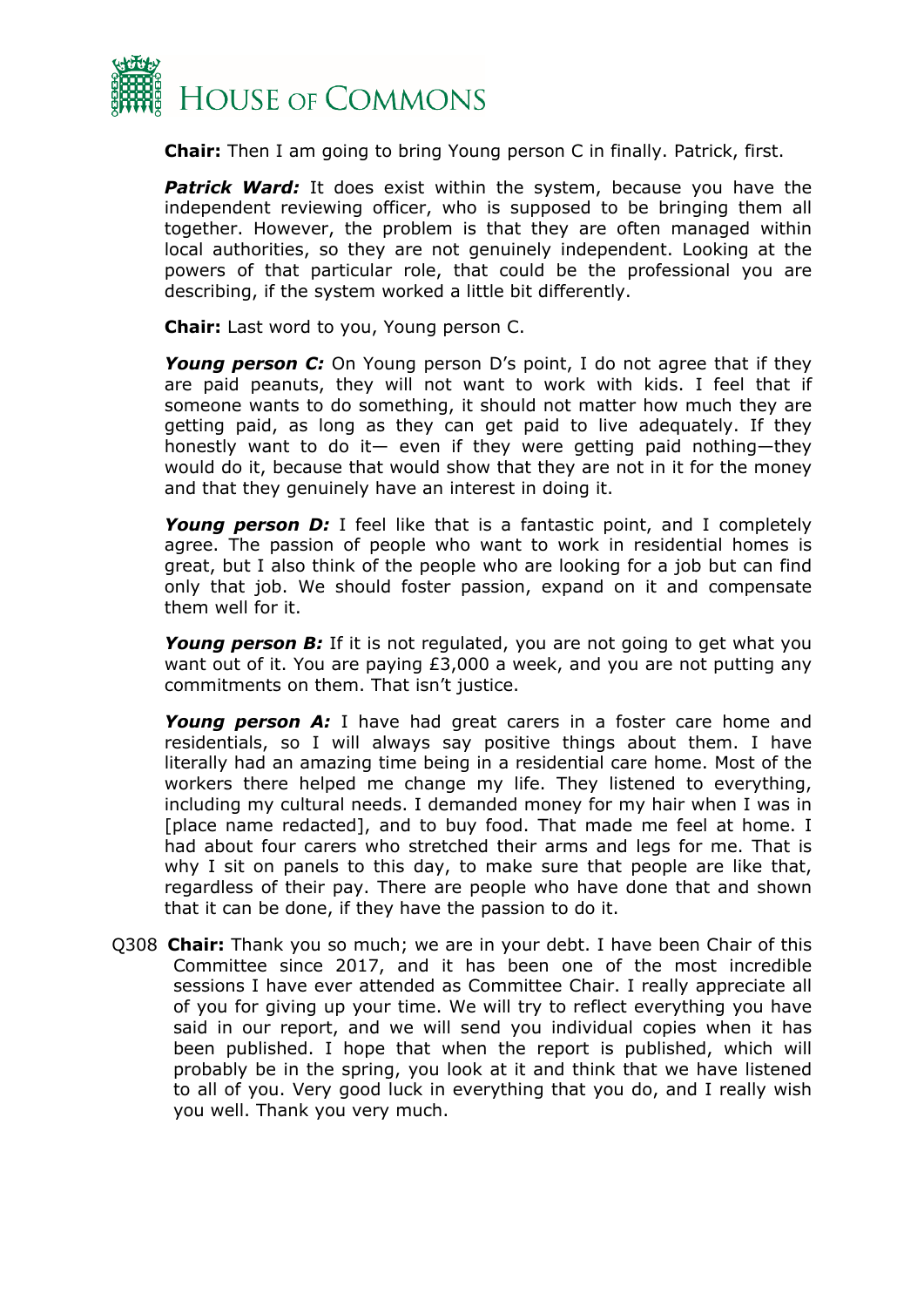**Chair:** Then I am going to bring Young person C in finally. Patrick, first.

***Patrick Ward:*** It does exist within the system, because you have the independent reviewing officer, who is supposed to be bringing them all together. However, the problem is that they are often managed within local authorities, so they are not genuinely independent. Looking at the powers of that particular role, that could be the professional you are describing, if the system worked a little bit differently.

**Chair:** Last word to you, Young person C.

***Young person C:*** On Young person D's point, I do not agree that if they are paid peanuts, they will not want to work with kids. I feel that if someone wants to do something, it should not matter how much they are getting paid, as long as they can get paid to live adequately. If they honestly want to do it— even if they were getting paid nothing—they would do it, because that would show that they are not in it for the money and that they genuinely have an interest in doing it.

***Young person D:*** I feel like that is a fantastic point, and I completely agree. The passion of people who want to work in residential homes is great, but I also think of the people who are looking for a job but can find only that job. We should foster passion, expand on it and compensate them well for it.

***Young person B:*** If it is not regulated, you are not going to get what you want out of it. You are paying £3,000 a week, and you are not putting any commitments on them. That isn't justice.

***Young person A:*** I have had great carers in a foster care home and residentials, so I will always say positive things about them. I have literally had an amazing time being in a residential care home. Most of the workers there helped me change my life. They listened to everything, including my cultural needs. I demanded money for my hair when I was in [place name redacted], and to buy food. That made me feel at home. I had about four carers who stretched their arms and legs for me. That is why I sit on panels to this day, to make sure that people are like that, regardless of their pay. There are people who have done that and shown that it can be done, if they have the passion to do it.

Q308 **Chair:** Thank you so much; we are in your debt. I have been Chair of this Committee since 2017, and it has been one of the most incredible sessions I have ever attended as Committee Chair. I really appreciate all of you for giving up your time. We will try to reflect everything you have said in our report, and we will send you individual copies when it has been published. I hope that when the report is published, which will probably be in the spring, you look at it and think that we have listened to all of you. Very good luck in everything that you do, and I really wish you well. Thank you very much.